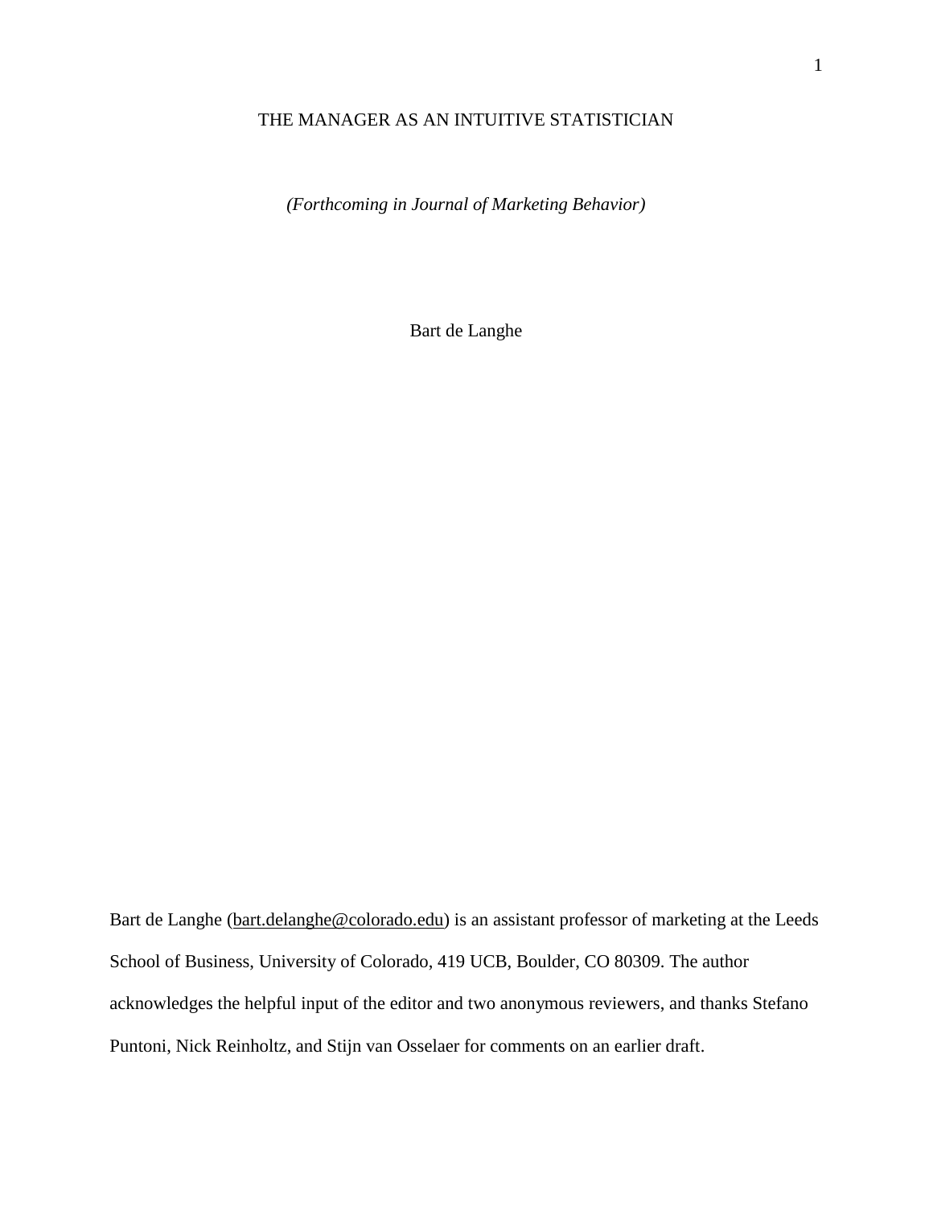# THE MANAGER AS AN INTUITIVE STATISTICIAN

*(Forthcoming in Journal of Marketing Behavior)*

Bart de Langhe

Bart de Langhe (bart.delanghe@colorado.edu) is an assistant professor of marketing at the Leeds School of Business, University of Colorado, 419 UCB, Boulder, CO 80309. The author acknowledges the helpful input of the editor and two anonymous reviewers, and thanks Stefano Puntoni, Nick Reinholtz, and Stijn van Osselaer for comments on an earlier draft.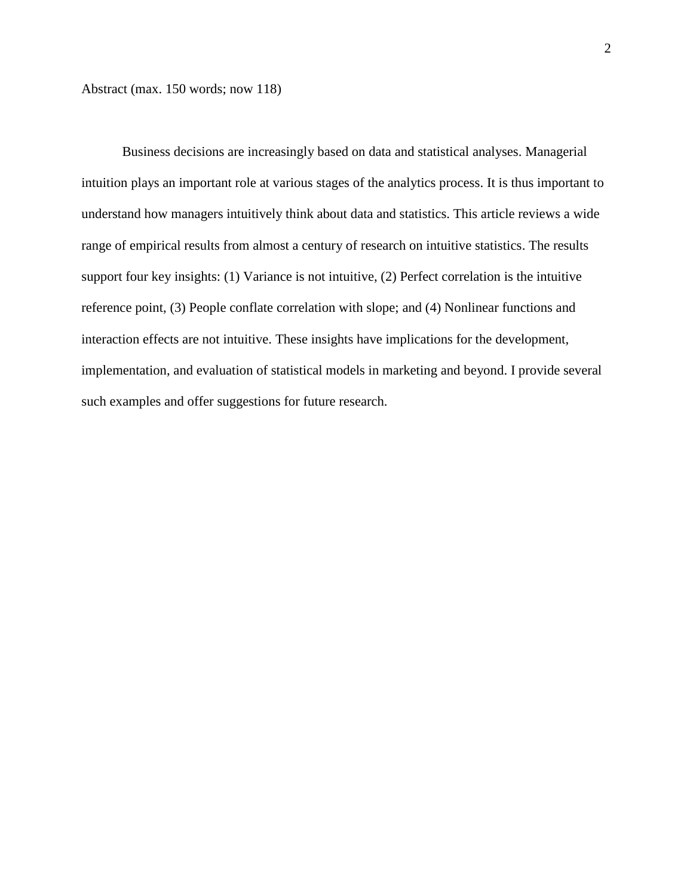Abstract (max. 150 words; now 118)

Business decisions are increasingly based on data and statistical analyses. Managerial intuition plays an important role at various stages of the analytics process. It is thus important to understand how managers intuitively think about data and statistics. This article reviews a wide range of empirical results from almost a century of research on intuitive statistics. The results support four key insights: (1) Variance is not intuitive, (2) Perfect correlation is the intuitive reference point, (3) People conflate correlation with slope; and (4) Nonlinear functions and interaction effects are not intuitive. These insights have implications for the development, implementation, and evaluation of statistical models in marketing and beyond. I provide several such examples and offer suggestions for future research.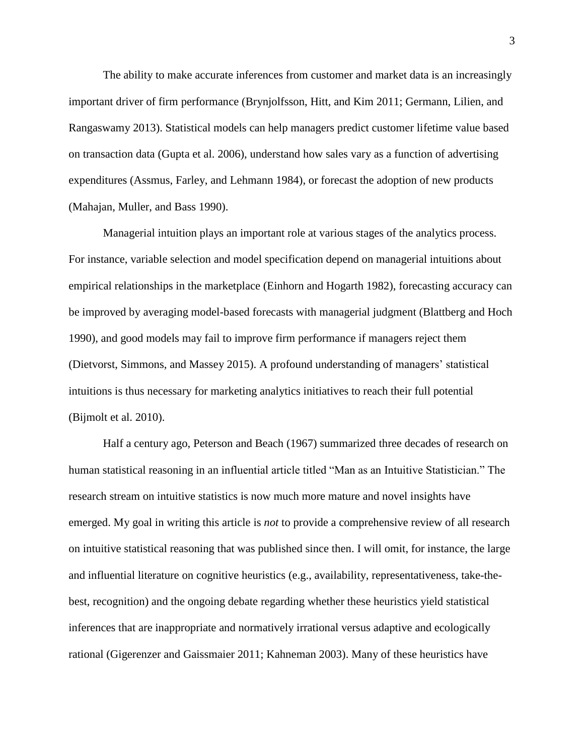The ability to make accurate inferences from customer and market data is an increasingly important driver of firm performance (Brynjolfsson, Hitt, and Kim 2011; Germann, Lilien, and Rangaswamy 2013). Statistical models can help managers predict customer lifetime value based on transaction data (Gupta et al. 2006), understand how sales vary as a function of advertising expenditures (Assmus, Farley, and Lehmann 1984), or forecast the adoption of new products (Mahajan, Muller, and Bass 1990).

Managerial intuition plays an important role at various stages of the analytics process. For instance, variable selection and model specification depend on managerial intuitions about empirical relationships in the marketplace (Einhorn and Hogarth 1982), forecasting accuracy can be improved by averaging model-based forecasts with managerial judgment (Blattberg and Hoch 1990), and good models may fail to improve firm performance if managers reject them (Dietvorst, Simmons, and Massey 2015). A profound understanding of managers' statistical intuitions is thus necessary for marketing analytics initiatives to reach their full potential (Bijmolt et al. 2010).

Half a century ago, Peterson and Beach (1967) summarized three decades of research on human statistical reasoning in an influential article titled "Man as an Intuitive Statistician." The research stream on intuitive statistics is now much more mature and novel insights have emerged. My goal in writing this article is *not* to provide a comprehensive review of all research on intuitive statistical reasoning that was published since then. I will omit, for instance, the large and influential literature on cognitive heuristics (e.g., availability, representativeness, take-the-best, recognition) and the ongoing debate regarding whether these heuristics yield statistical inferences that are inappropriate and normatively irrational versus adaptive and ecologically rational (Gigerenzer and Gaissmaier 2011; Kahneman 2003). Many of these heuristics have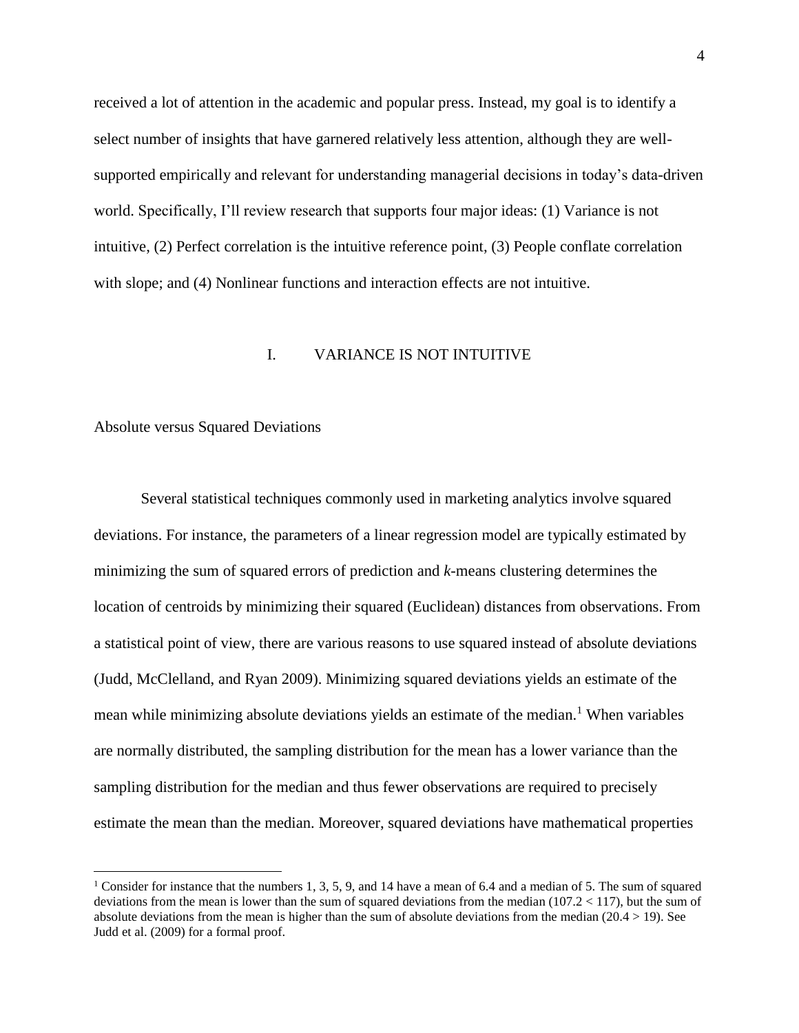received a lot of attention in the academic and popular press. Instead, my goal is to identify a select number of insights that have garnered relatively less attention, although they are well-supported empirically and relevant for understanding managerial decisions in today's data-driven world. Specifically, I'll review research that supports four major ideas: (1) Variance is not intuitive, (2) Perfect correlation is the intuitive reference point, (3) People conflate correlation with slope; and (4) Nonlinear functions and interaction effects are not intuitive.

## I. VARIANCE IS NOT INTUITIVE

### Absolute versus Squared Deviations

Several statistical techniques commonly used in marketing analytics involve squared deviations. For instance, the parameters of a linear regression model are typically estimated by minimizing the sum of squared errors of prediction and *k*-means clustering determines the location of centroids by minimizing their squared (Euclidean) distances from observations. From a statistical point of view, there are various reasons to use squared instead of absolute deviations (Judd, McClelland, and Ryan 2009). Minimizing squared deviations yields an estimate of the mean while minimizing absolute deviations yields an estimate of the median.[1] When variables are normally distributed, the sampling distribution for the mean has a lower variance than the sampling distribution for the median and thus fewer observations are required to precisely estimate the mean than the median. Moreover, squared deviations have mathematical properties

---

[1] Consider for instance that the numbers 1, 3, 5, 9, and 14 have a mean of 6.4 and a median of 5. The sum of squared deviations from the mean is lower than the sum of squared deviations from the median (107.2 < 117), but the sum of absolute deviations from the mean is higher than the sum of absolute deviations from the median (20.4 > 19). See Judd et al. (2009) for a formal proof.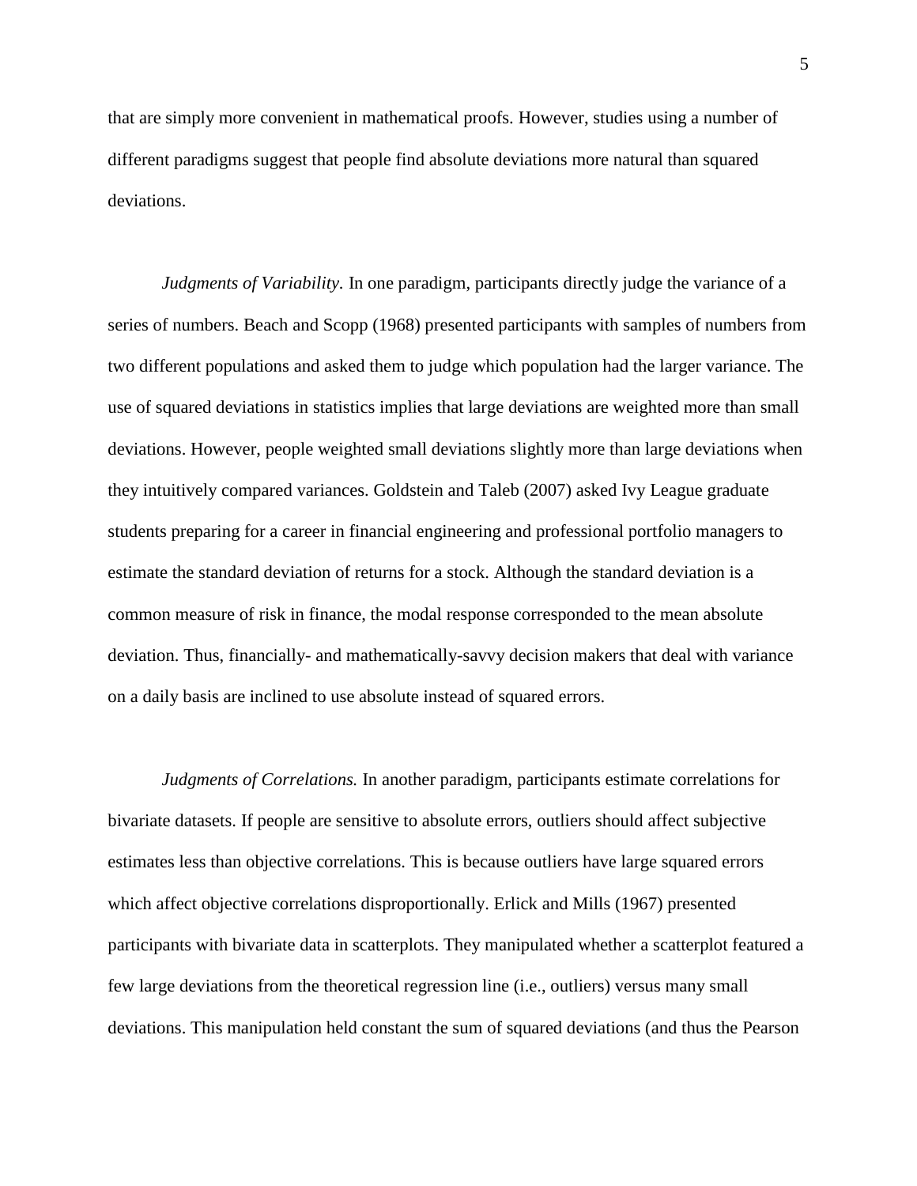that are simply more convenient in mathematical proofs. However, studies using a number of different paradigms suggest that people find absolute deviations more natural than squared deviations.

*Judgments of Variability*. In one paradigm, participants directly judge the variance of a series of numbers. Beach and Scopp (1968) presented participants with samples of numbers from two different populations and asked them to judge which population had the larger variance. The use of squared deviations in statistics implies that large deviations are weighted more than small deviations. However, people weighted small deviations slightly more than large deviations when they intuitively compared variances. Goldstein and Taleb (2007) asked Ivy League graduate students preparing for a career in financial engineering and professional portfolio managers to estimate the standard deviation of returns for a stock. Although the standard deviation is a common measure of risk in finance, the modal response corresponded to the mean absolute deviation. Thus, financially- and mathematically-savvy decision makers that deal with variance on a daily basis are inclined to use absolute instead of squared errors.

*Judgments of Correlations.* In another paradigm, participants estimate correlations for bivariate datasets. If people are sensitive to absolute errors, outliers should affect subjective estimates less than objective correlations. This is because outliers have large squared errors which affect objective correlations disproportionally. Erlick and Mills (1967) presented participants with bivariate data in scatterplots. They manipulated whether a scatterplot featured a few large deviations from the theoretical regression line (i.e., outliers) versus many small deviations. This manipulation held constant the sum of squared deviations (and thus the Pearson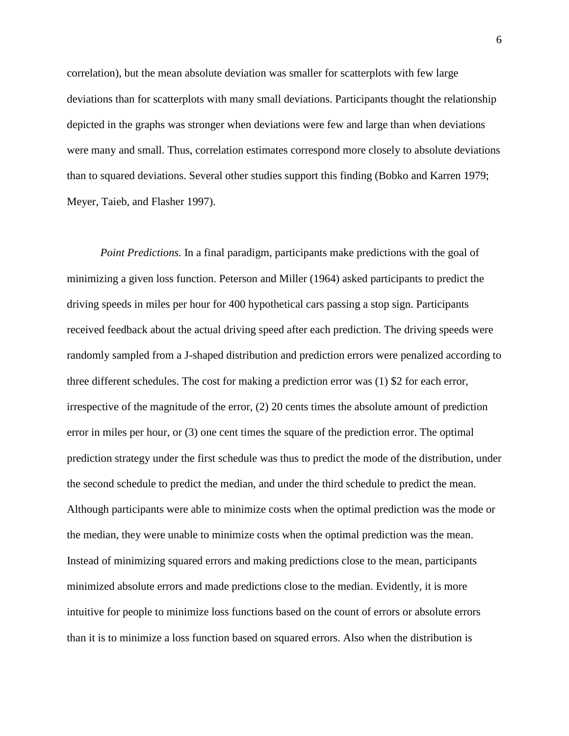correlation), but the mean absolute deviation was smaller for scatterplots with few large deviations than for scatterplots with many small deviations. Participants thought the relationship depicted in the graphs was stronger when deviations were few and large than when deviations were many and small. Thus, correlation estimates correspond more closely to absolute deviations than to squared deviations. Several other studies support this finding (Bobko and Karren 1979; Meyer, Taieb, and Flasher 1997).

*Point Predictions.* In a final paradigm, participants make predictions with the goal of minimizing a given loss function. Peterson and Miller (1964) asked participants to predict the driving speeds in miles per hour for 400 hypothetical cars passing a stop sign. Participants received feedback about the actual driving speed after each prediction. The driving speeds were randomly sampled from a J-shaped distribution and prediction errors were penalized according to three different schedules. The cost for making a prediction error was (1) $2 for each error, irrespective of the magnitude of the error, (2) 20 cents times the absolute amount of prediction error in miles per hour, or (3) one cent times the square of the prediction error. The optimal prediction strategy under the first schedule was thus to predict the mode of the distribution, under the second schedule to predict the median, and under the third schedule to predict the mean. Although participants were able to minimize costs when the optimal prediction was the mode or the median, they were unable to minimize costs when the optimal prediction was the mean. Instead of minimizing squared errors and making predictions close to the mean, participants minimized absolute errors and made predictions close to the median. Evidently, it is more intuitive for people to minimize loss functions based on the count of errors or absolute errors than it is to minimize a loss function based on squared errors. Also when the distribution is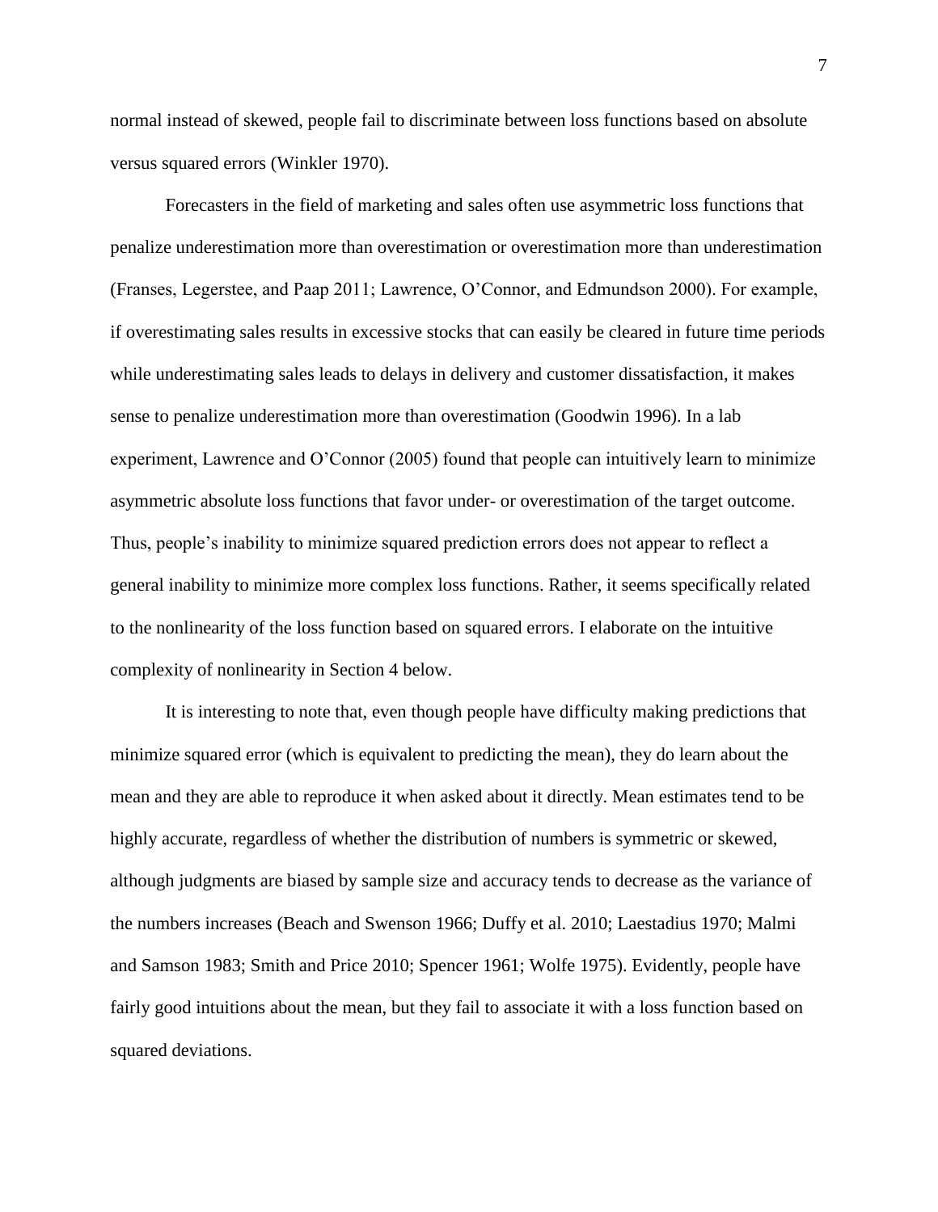normal instead of skewed, people fail to discriminate between loss functions based on absolute versus squared errors (Winkler 1970).

Forecasters in the field of marketing and sales often use asymmetric loss functions that penalize underestimation more than overestimation or overestimation more than underestimation (Franses, Legerstee, and Paap 2011; Lawrence, O'Connor, and Edmundson 2000). For example, if overestimating sales results in excessive stocks that can easily be cleared in future time periods while underestimating sales leads to delays in delivery and customer dissatisfaction, it makes sense to penalize underestimation more than overestimation (Goodwin 1996). In a lab experiment, Lawrence and O'Connor (2005) found that people can intuitively learn to minimize asymmetric absolute loss functions that favor under- or overestimation of the target outcome. Thus, people's inability to minimize squared prediction errors does not appear to reflect a general inability to minimize more complex loss functions. Rather, it seems specifically related to the nonlinearity of the loss function based on squared errors. I elaborate on the intuitive complexity of nonlinearity in Section 4 below.

It is interesting to note that, even though people have difficulty making predictions that minimize squared error (which is equivalent to predicting the mean), they do learn about the mean and they are able to reproduce it when asked about it directly. Mean estimates tend to be highly accurate, regardless of whether the distribution of numbers is symmetric or skewed, although judgments are biased by sample size and accuracy tends to decrease as the variance of the numbers increases (Beach and Swenson 1966; Duffy et al. 2010; Laestadius 1970; Malmi and Samson 1983; Smith and Price 2010; Spencer 1961; Wolfe 1975). Evidently, people have fairly good intuitions about the mean, but they fail to associate it with a loss function based on squared deviations.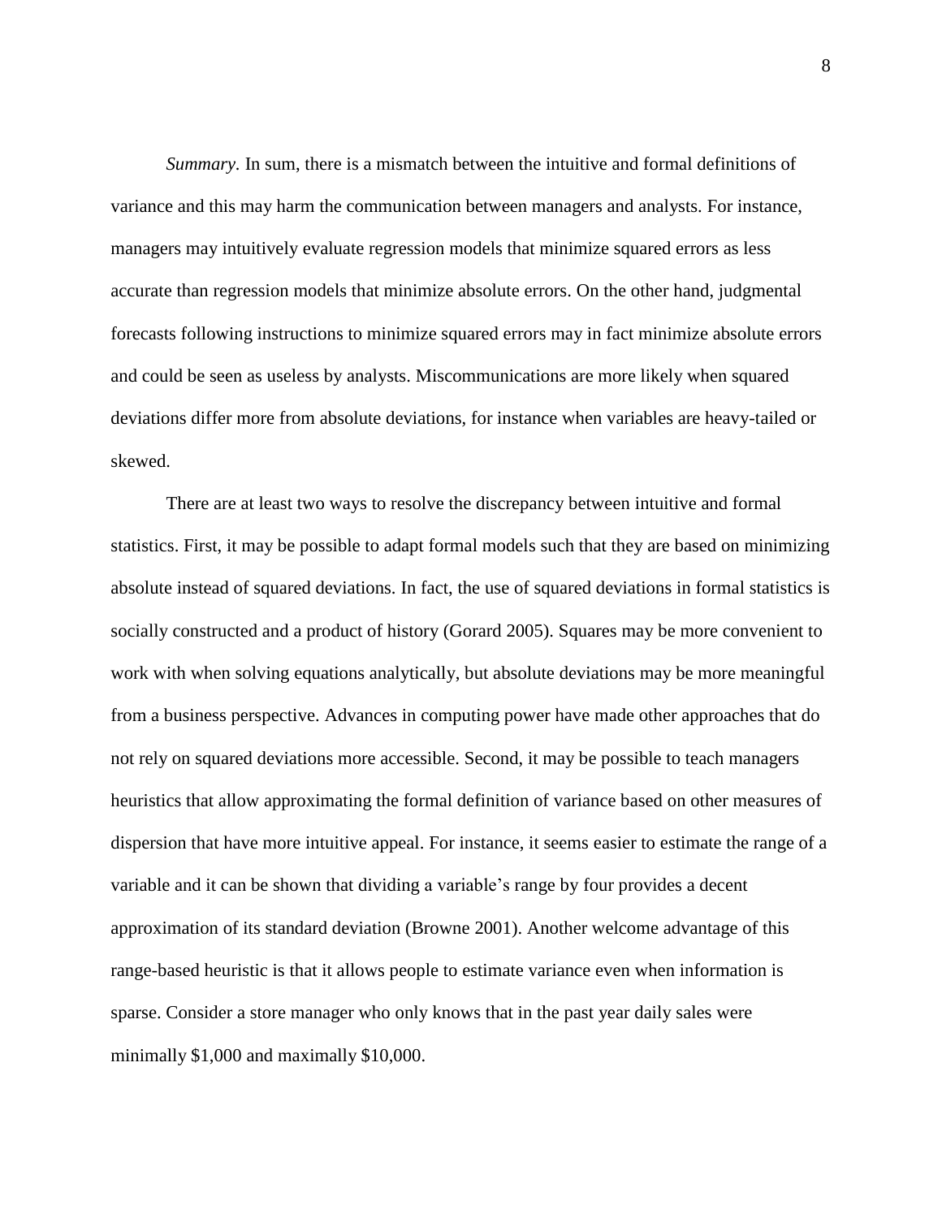*Summary.* In sum, there is a mismatch between the intuitive and formal definitions of variance and this may harm the communication between managers and analysts. For instance, managers may intuitively evaluate regression models that minimize squared errors as less accurate than regression models that minimize absolute errors. On the other hand, judgmental forecasts following instructions to minimize squared errors may in fact minimize absolute errors and could be seen as useless by analysts. Miscommunications are more likely when squared deviations differ more from absolute deviations, for instance when variables are heavy-tailed or skewed.

There are at least two ways to resolve the discrepancy between intuitive and formal statistics. First, it may be possible to adapt formal models such that they are based on minimizing absolute instead of squared deviations. In fact, the use of squared deviations in formal statistics is socially constructed and a product of history (Gorard 2005). Squares may be more convenient to work with when solving equations analytically, but absolute deviations may be more meaningful from a business perspective. Advances in computing power have made other approaches that do not rely on squared deviations more accessible. Second, it may be possible to teach managers heuristics that allow approximating the formal definition of variance based on other measures of dispersion that have more intuitive appeal. For instance, it seems easier to estimate the range of a variable and it can be shown that dividing a variable's range by four provides a decent approximation of its standard deviation (Browne 2001). Another welcome advantage of this range-based heuristic is that it allows people to estimate variance even when information is sparse. Consider a store manager who only knows that in the past year daily sales were minimally \$1,000 and maximally \$10,000.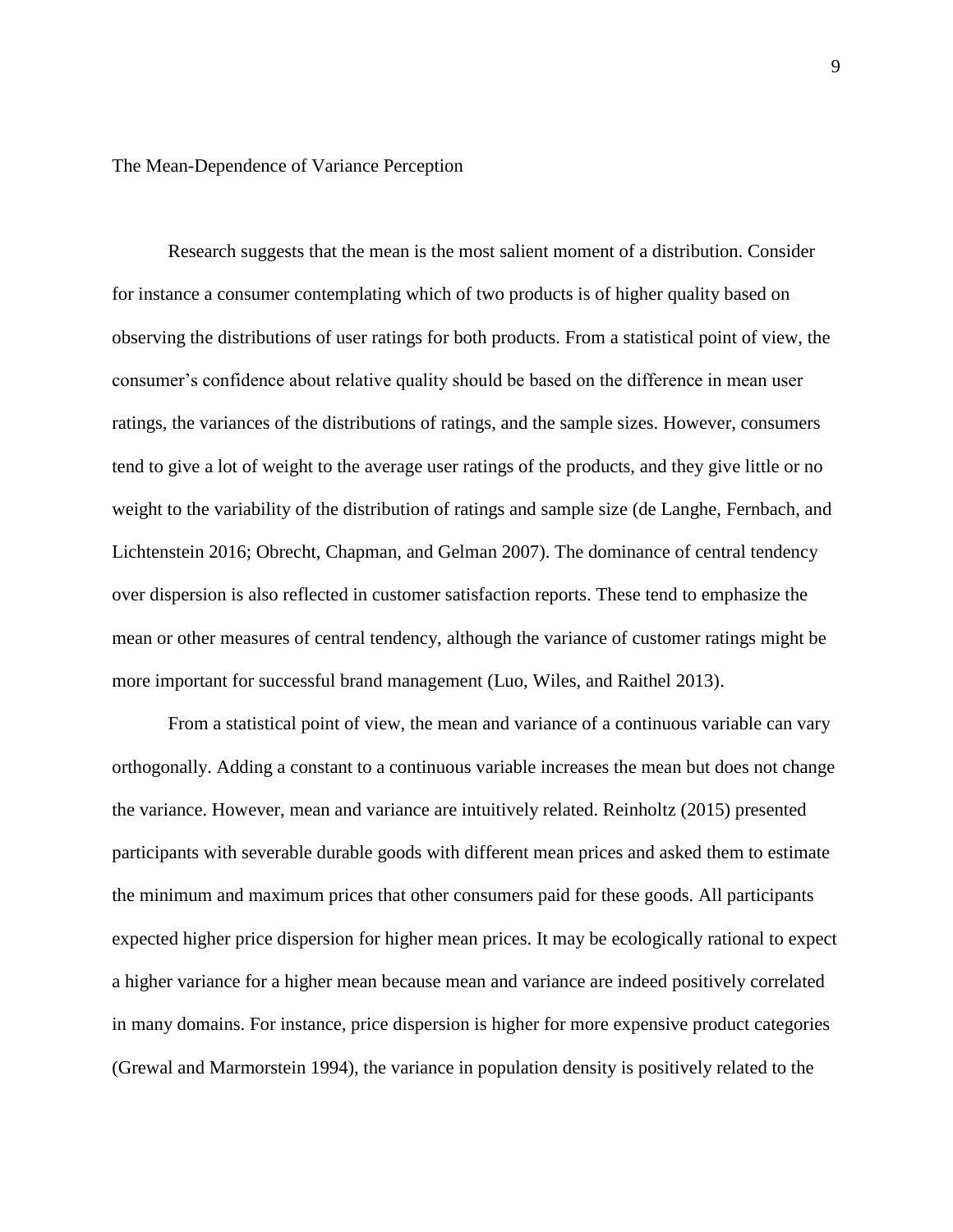## The Mean-Dependence of Variance Perception

Research suggests that the mean is the most salient moment of a distribution. Consider for instance a consumer contemplating which of two products is of higher quality based on observing the distributions of user ratings for both products. From a statistical point of view, the consumer's confidence about relative quality should be based on the difference in mean user ratings, the variances of the distributions of ratings, and the sample sizes. However, consumers tend to give a lot of weight to the average user ratings of the products, and they give little or no weight to the variability of the distribution of ratings and sample size (de Langhe, Fernbach, and Lichtenstein 2016; Obrecht, Chapman, and Gelman 2007). The dominance of central tendency over dispersion is also reflected in customer satisfaction reports. These tend to emphasize the mean or other measures of central tendency, although the variance of customer ratings might be more important for successful brand management (Luo, Wiles, and Raithel 2013).

From a statistical point of view, the mean and variance of a continuous variable can vary orthogonally. Adding a constant to a continuous variable increases the mean but does not change the variance. However, mean and variance are intuitively related. Reinholtz (2015) presented participants with severable durable goods with different mean prices and asked them to estimate the minimum and maximum prices that other consumers paid for these goods. All participants expected higher price dispersion for higher mean prices. It may be ecologically rational to expect a higher variance for a higher mean because mean and variance are indeed positively correlated in many domains. For instance, price dispersion is higher for more expensive product categories (Grewal and Marmorstein 1994), the variance in population density is positively related to the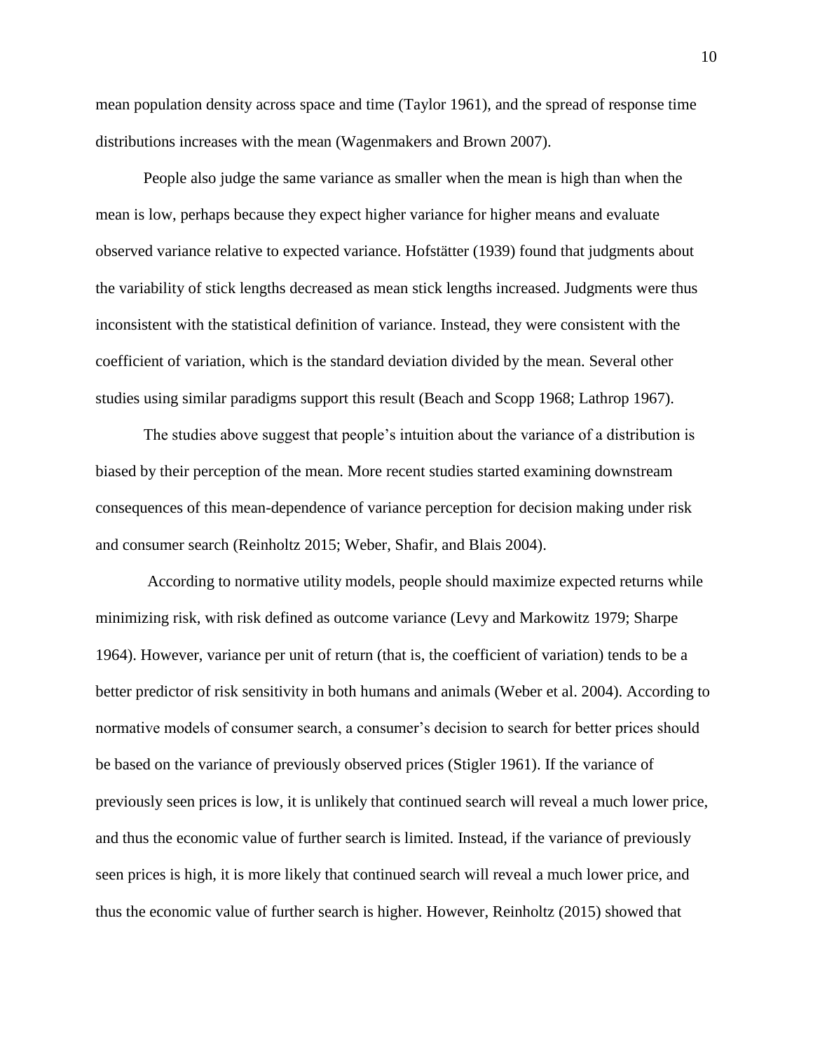mean population density across space and time (Taylor 1961), and the spread of response time distributions increases with the mean (Wagenmakers and Brown 2007).

People also judge the same variance as smaller when the mean is high than when the mean is low, perhaps because they expect higher variance for higher means and evaluate observed variance relative to expected variance. Hofstätter (1939) found that judgments about the variability of stick lengths decreased as mean stick lengths increased. Judgments were thus inconsistent with the statistical definition of variance. Instead, they were consistent with the coefficient of variation, which is the standard deviation divided by the mean. Several other studies using similar paradigms support this result (Beach and Scopp 1968; Lathrop 1967).

The studies above suggest that people's intuition about the variance of a distribution is biased by their perception of the mean. More recent studies started examining downstream consequences of this mean-dependence of variance perception for decision making under risk and consumer search (Reinholtz 2015; Weber, Shafir, and Blais 2004).

According to normative utility models, people should maximize expected returns while minimizing risk, with risk defined as outcome variance (Levy and Markowitz 1979; Sharpe 1964). However, variance per unit of return (that is, the coefficient of variation) tends to be a better predictor of risk sensitivity in both humans and animals (Weber et al. 2004). According to normative models of consumer search, a consumer's decision to search for better prices should be based on the variance of previously observed prices (Stigler 1961). If the variance of previously seen prices is low, it is unlikely that continued search will reveal a much lower price, and thus the economic value of further search is limited. Instead, if the variance of previously seen prices is high, it is more likely that continued search will reveal a much lower price, and thus the economic value of further search is higher. However, Reinholtz (2015) showed that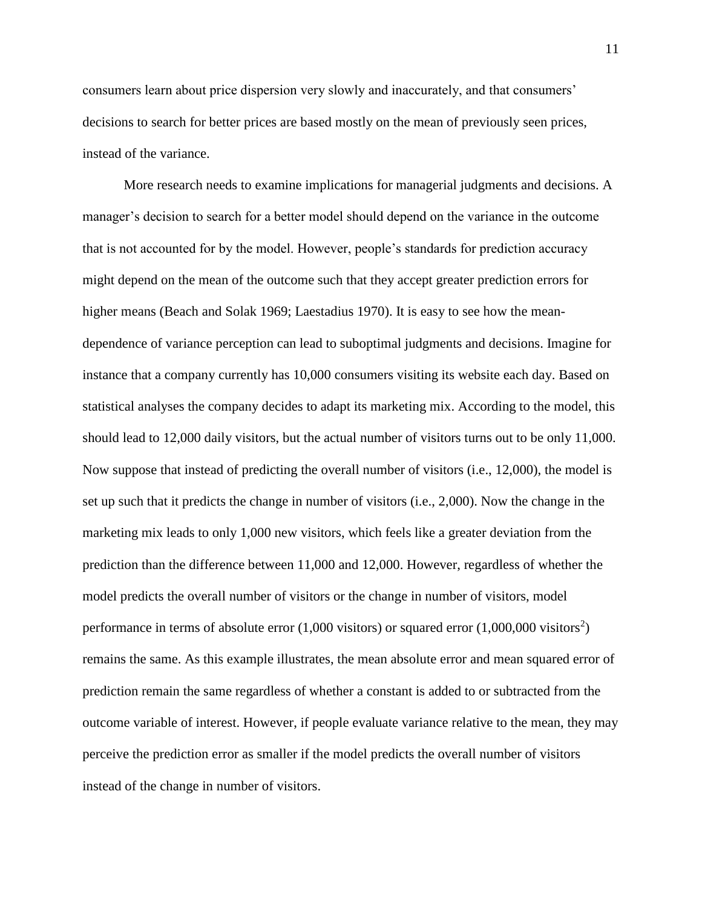consumers learn about price dispersion very slowly and inaccurately, and that consumers' decisions to search for better prices are based mostly on the mean of previously seen prices, instead of the variance.

More research needs to examine implications for managerial judgments and decisions. A manager's decision to search for a better model should depend on the variance in the outcome that is not accounted for by the model. However, people's standards for prediction accuracy might depend on the mean of the outcome such that they accept greater prediction errors for higher means (Beach and Solak 1969; Laestadius 1970). It is easy to see how the mean-dependence of variance perception can lead to suboptimal judgments and decisions. Imagine for instance that a company currently has 10,000 consumers visiting its website each day. Based on statistical analyses the company decides to adapt its marketing mix. According to the model, this should lead to 12,000 daily visitors, but the actual number of visitors turns out to be only 11,000. Now suppose that instead of predicting the overall number of visitors (i.e., 12,000), the model is set up such that it predicts the change in number of visitors (i.e., 2,000). Now the change in the marketing mix leads to only 1,000 new visitors, which feels like a greater deviation from the prediction than the difference between 11,000 and 12,000. However, regardless of whether the model predicts the overall number of visitors or the change in number of visitors, model performance in terms of absolute error (1,000 visitors) or squared error (1,000,000 visitors$^2$) remains the same. As this example illustrates, the mean absolute error and mean squared error of prediction remain the same regardless of whether a constant is added to or subtracted from the outcome variable of interest. However, if people evaluate variance relative to the mean, they may perceive the prediction error as smaller if the model predicts the overall number of visitors instead of the change in number of visitors.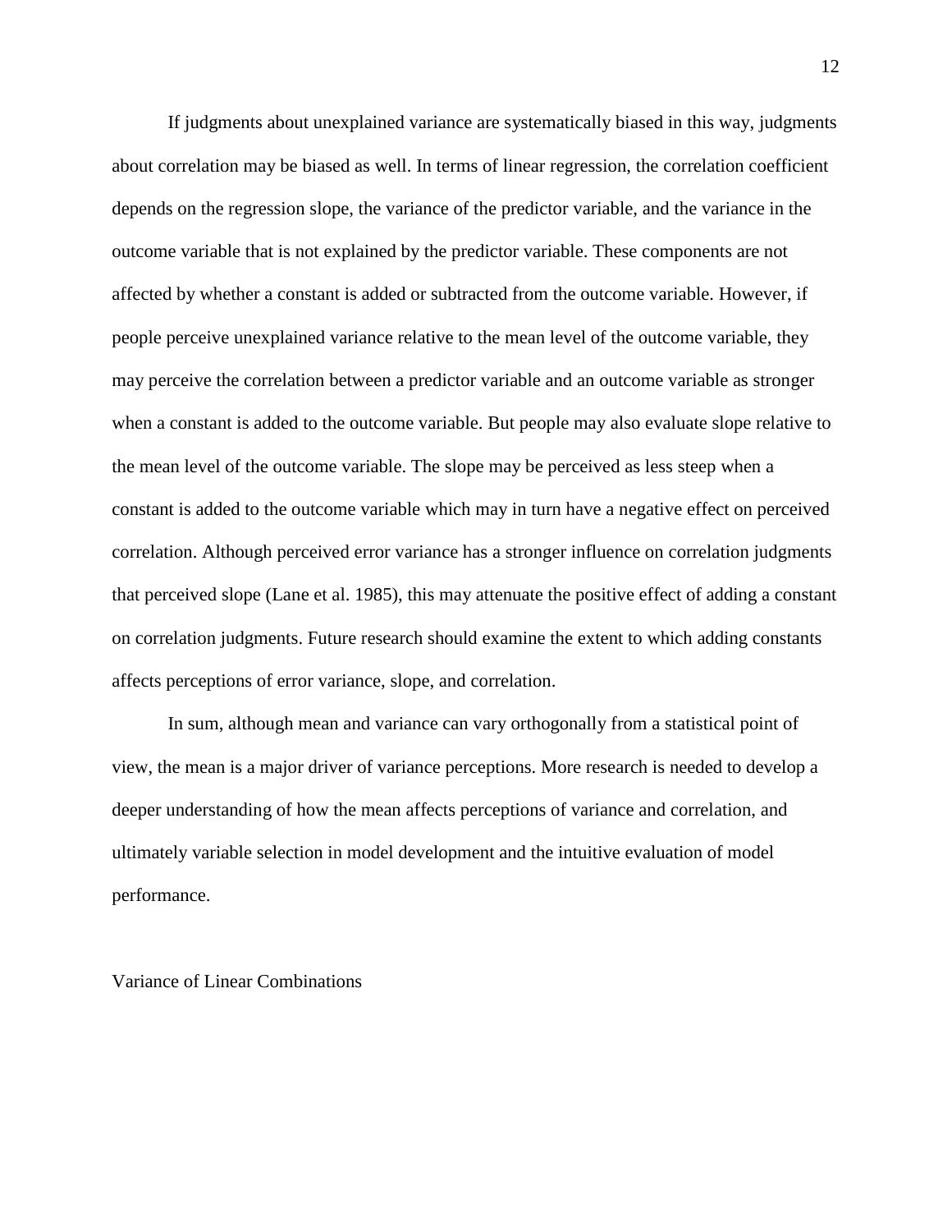If judgments about unexplained variance are systematically biased in this way, judgments about correlation may be biased as well. In terms of linear regression, the correlation coefficient depends on the regression slope, the variance of the predictor variable, and the variance in the outcome variable that is not explained by the predictor variable. These components are not affected by whether a constant is added or subtracted from the outcome variable. However, if people perceive unexplained variance relative to the mean level of the outcome variable, they may perceive the correlation between a predictor variable and an outcome variable as stronger when a constant is added to the outcome variable. But people may also evaluate slope relative to the mean level of the outcome variable. The slope may be perceived as less steep when a constant is added to the outcome variable which may in turn have a negative effect on perceived correlation. Although perceived error variance has a stronger influence on correlation judgments that perceived slope (Lane et al. 1985), this may attenuate the positive effect of adding a constant on correlation judgments. Future research should examine the extent to which adding constants affects perceptions of error variance, slope, and correlation.

In sum, although mean and variance can vary orthogonally from a statistical point of view, the mean is a major driver of variance perceptions. More research is needed to develop a deeper understanding of how the mean affects perceptions of variance and correlation, and ultimately variable selection in model development and the intuitive evaluation of model performance.

## Variance of Linear Combinations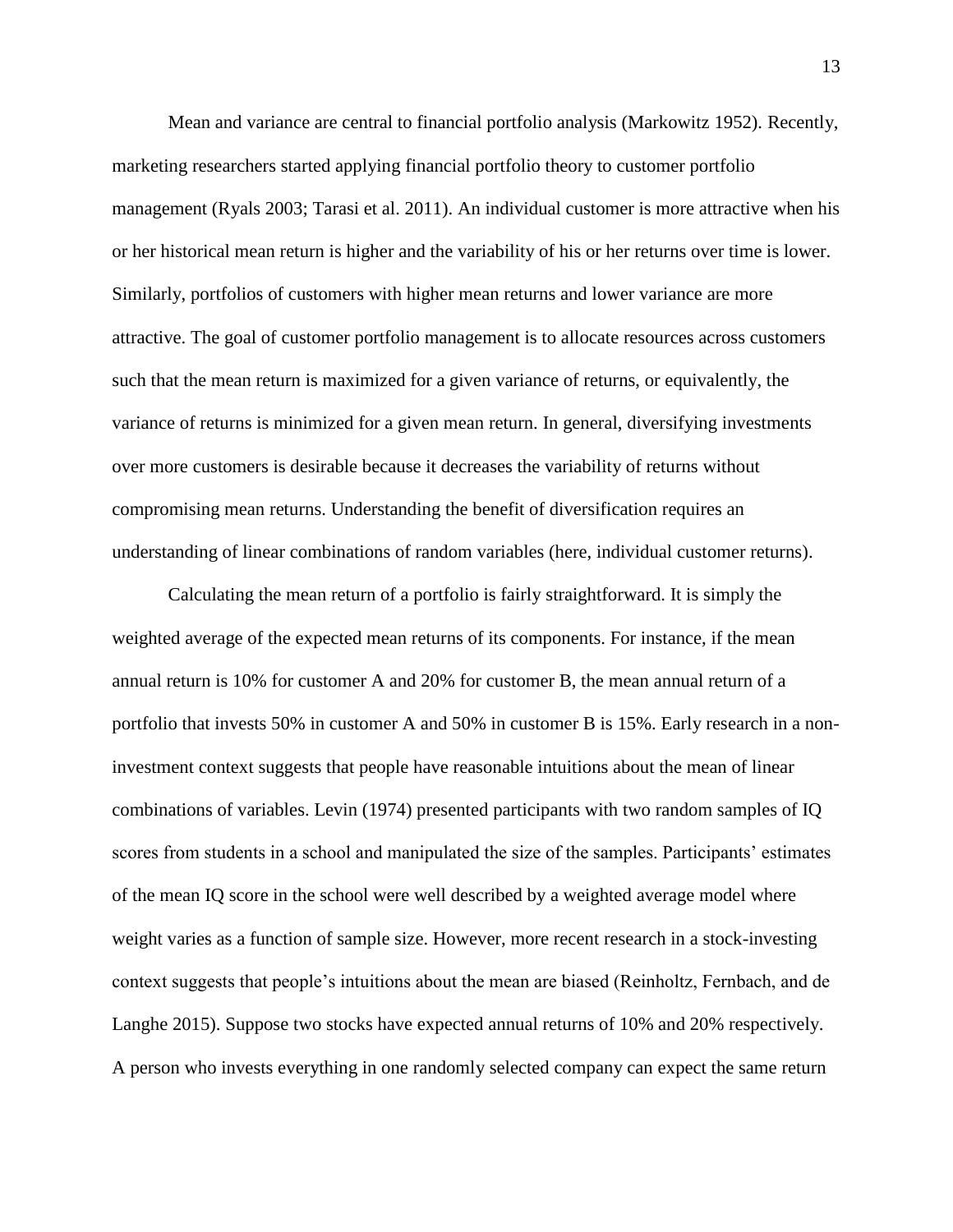Mean and variance are central to financial portfolio analysis (Markowitz 1952). Recently, marketing researchers started applying financial portfolio theory to customer portfolio management (Ryals 2003; Tarasi et al. 2011). An individual customer is more attractive when his or her historical mean return is higher and the variability of his or her returns over time is lower. Similarly, portfolios of customers with higher mean returns and lower variance are more attractive. The goal of customer portfolio management is to allocate resources across customers such that the mean return is maximized for a given variance of returns, or equivalently, the variance of returns is minimized for a given mean return. In general, diversifying investments over more customers is desirable because it decreases the variability of returns without compromising mean returns. Understanding the benefit of diversification requires an understanding of linear combinations of random variables (here, individual customer returns).

Calculating the mean return of a portfolio is fairly straightforward. It is simply the weighted average of the expected mean returns of its components. For instance, if the mean annual return is 10% for customer A and 20% for customer B, the mean annual return of a portfolio that invests 50% in customer A and 50% in customer B is 15%. Early research in a non-investment context suggests that people have reasonable intuitions about the mean of linear combinations of variables. Levin (1974) presented participants with two random samples of IQ scores from students in a school and manipulated the size of the samples. Participants' estimates of the mean IQ score in the school were well described by a weighted average model where weight varies as a function of sample size. However, more recent research in a stock-investing context suggests that people's intuitions about the mean are biased (Reinholtz, Fernbach, and de Langhe 2015). Suppose two stocks have expected annual returns of 10% and 20% respectively. A person who invests everything in one randomly selected company can expect the same return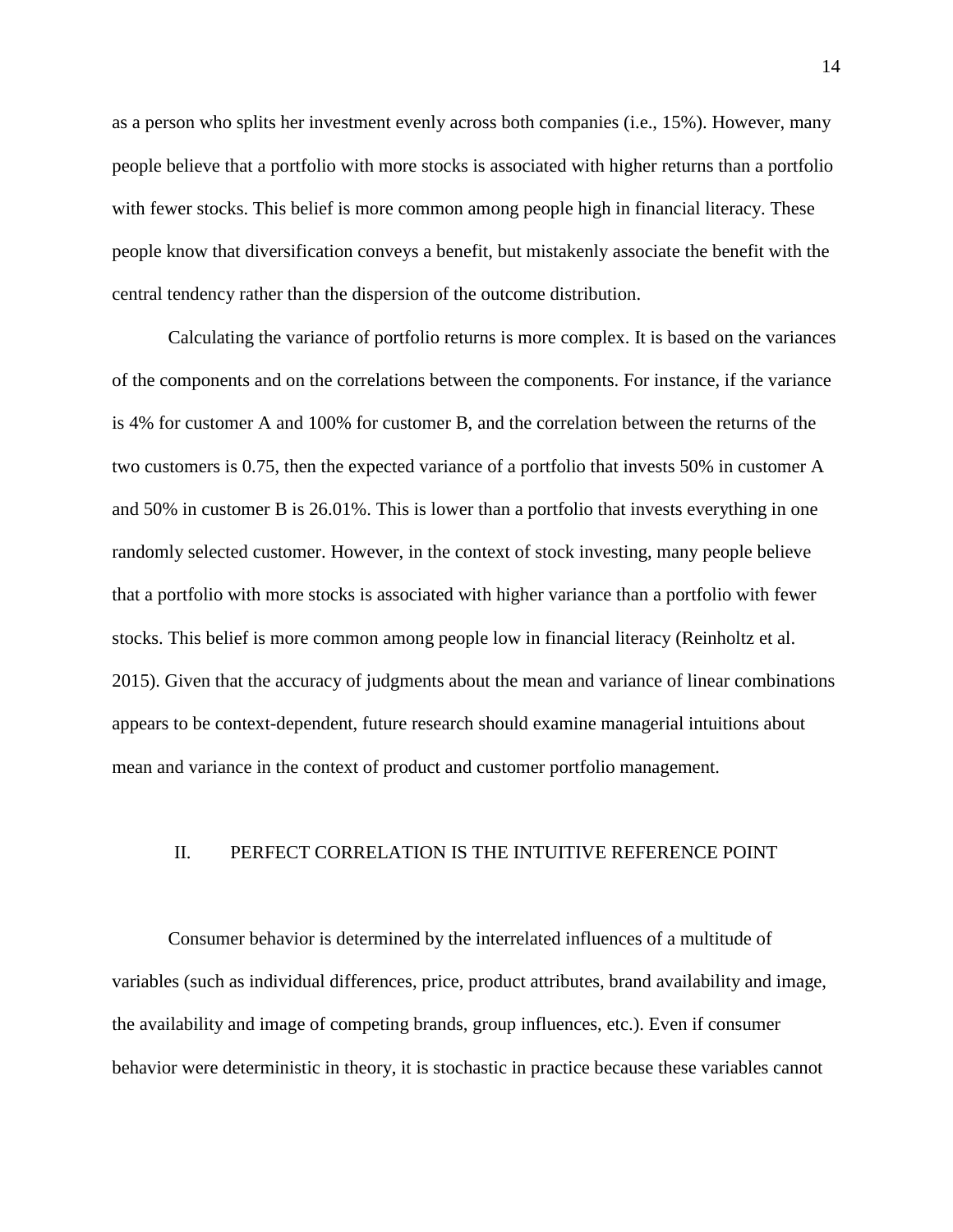as a person who splits her investment evenly across both companies (i.e., 15%). However, many people believe that a portfolio with more stocks is associated with higher returns than a portfolio with fewer stocks. This belief is more common among people high in financial literacy. These people know that diversification conveys a benefit, but mistakenly associate the benefit with the central tendency rather than the dispersion of the outcome distribution.

Calculating the variance of portfolio returns is more complex. It is based on the variances of the components and on the correlations between the components. For instance, if the variance is 4% for customer A and 100% for customer B, and the correlation between the returns of the two customers is 0.75, then the expected variance of a portfolio that invests 50% in customer A and 50% in customer B is 26.01%. This is lower than a portfolio that invests everything in one randomly selected customer. However, in the context of stock investing, many people believe that a portfolio with more stocks is associated with higher variance than a portfolio with fewer stocks. This belief is more common among people low in financial literacy (Reinholtz et al. 2015). Given that the accuracy of judgments about the mean and variance of linear combinations appears to be context-dependent, future research should examine managerial intuitions about mean and variance in the context of product and customer portfolio management.

## II. PERFECT CORRELATION IS THE INTUITIVE REFERENCE POINT

Consumer behavior is determined by the interrelated influences of a multitude of variables (such as individual differences, price, product attributes, brand availability and image, the availability and image of competing brands, group influences, etc.). Even if consumer behavior were deterministic in theory, it is stochastic in practice because these variables cannot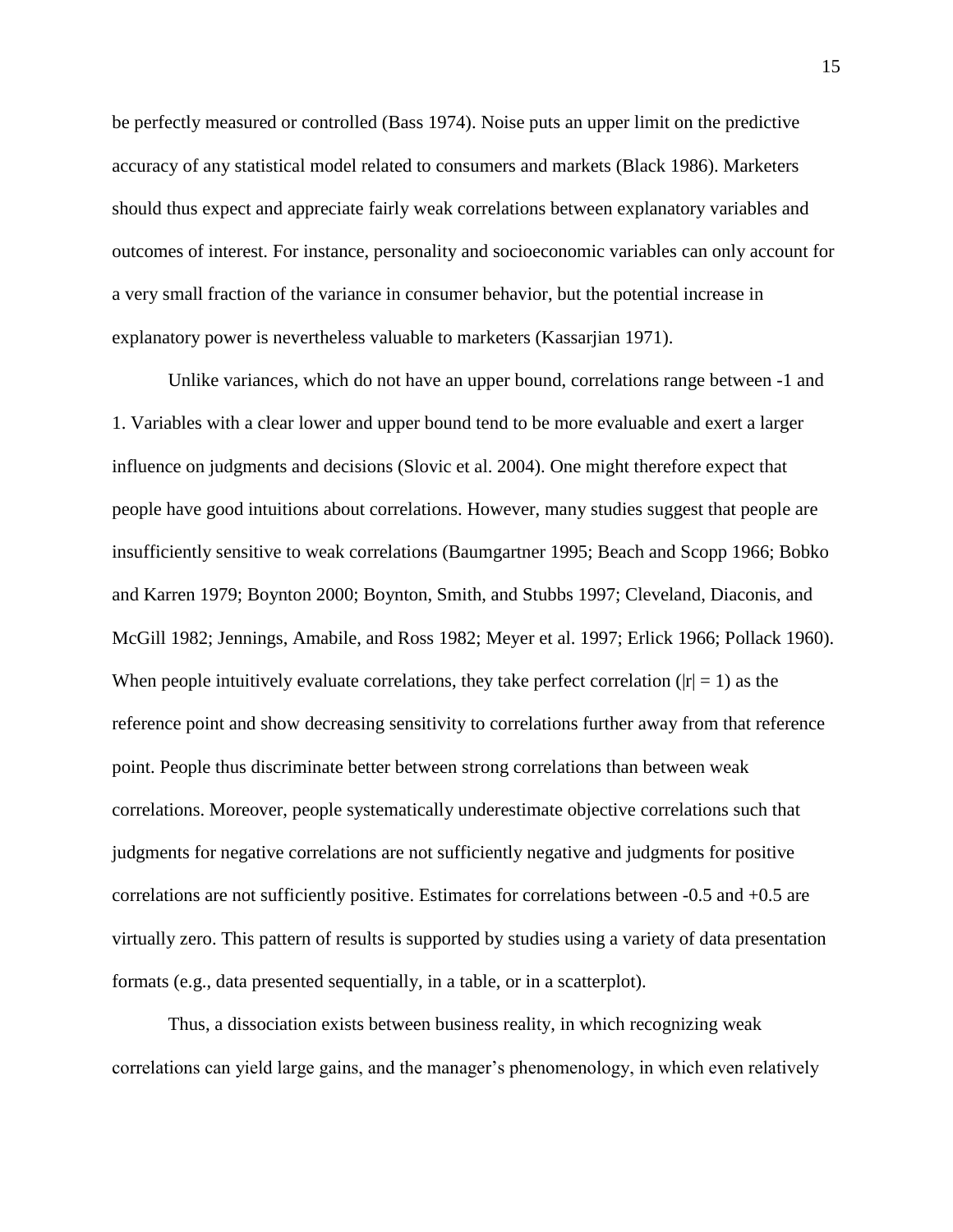be perfectly measured or controlled (Bass 1974). Noise puts an upper limit on the predictive accuracy of any statistical model related to consumers and markets (Black 1986). Marketers should thus expect and appreciate fairly weak correlations between explanatory variables and outcomes of interest. For instance, personality and socioeconomic variables can only account for a very small fraction of the variance in consumer behavior, but the potential increase in explanatory power is nevertheless valuable to marketers (Kassarjian 1971).

Unlike variances, which do not have an upper bound, correlations range between -1 and 1. Variables with a clear lower and upper bound tend to be more evaluable and exert a larger influence on judgments and decisions (Slovic et al. 2004). One might therefore expect that people have good intuitions about correlations. However, many studies suggest that people are insufficiently sensitive to weak correlations (Baumgartner 1995; Beach and Scopp 1966; Bobko and Karren 1979; Boynton 2000; Boynton, Smith, and Stubbs 1997; Cleveland, Diaconis, and McGill 1982; Jennings, Amabile, and Ross 1982; Meyer et al. 1997; Erlick 1966; Pollack 1960). When people intuitively evaluate correlations, they take perfect correlation ($|r| = 1$) as the reference point and show decreasing sensitivity to correlations further away from that reference point. People thus discriminate better between strong correlations than between weak correlations. Moreover, people systematically underestimate objective correlations such that judgments for negative correlations are not sufficiently negative and judgments for positive correlations are not sufficiently positive. Estimates for correlations between -0.5 and +0.5 are virtually zero. This pattern of results is supported by studies using a variety of data presentation formats (e.g., data presented sequentially, in a table, or in a scatterplot).

Thus, a dissociation exists between business reality, in which recognizing weak correlations can yield large gains, and the manager's phenomenology, in which even relatively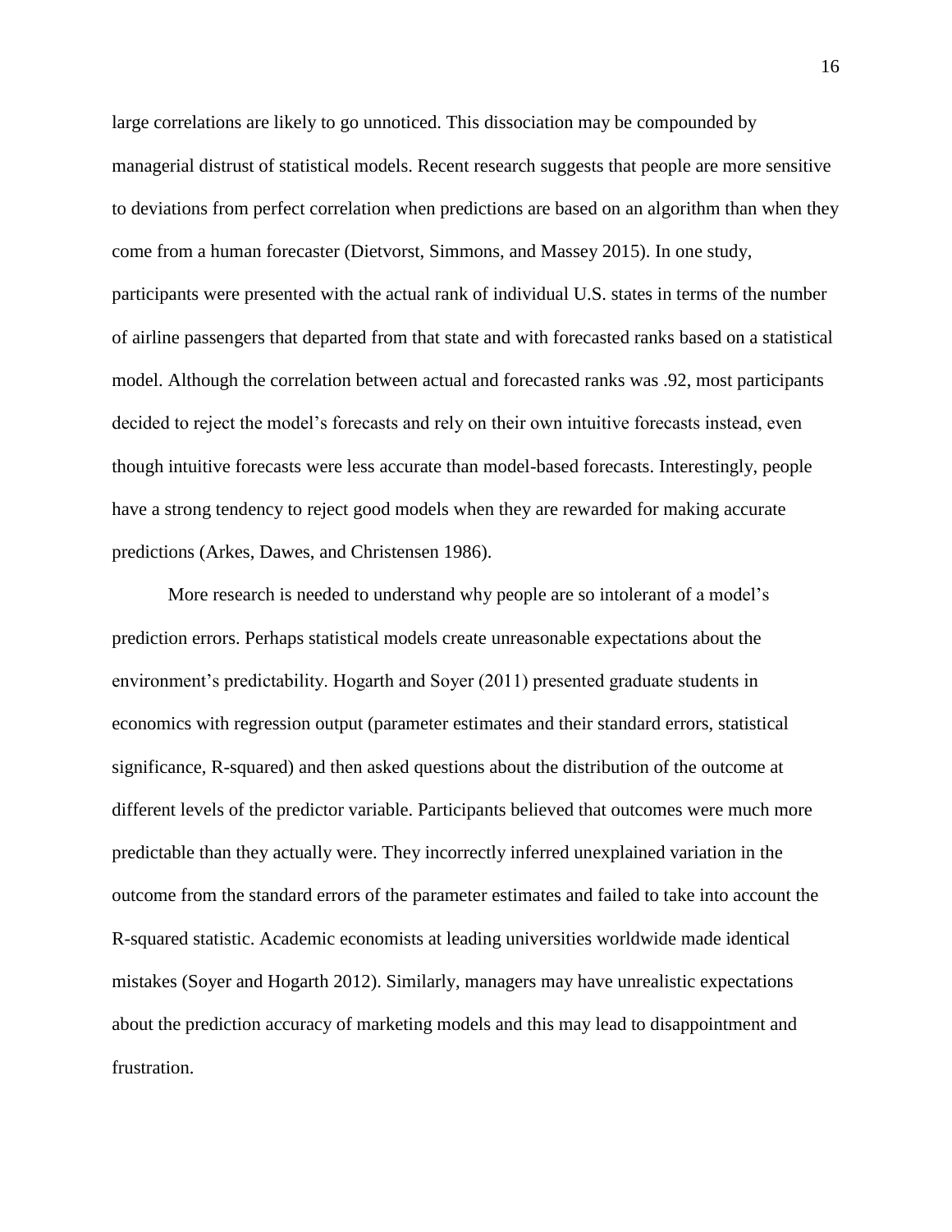large correlations are likely to go unnoticed. This dissociation may be compounded by managerial distrust of statistical models. Recent research suggests that people are more sensitive to deviations from perfect correlation when predictions are based on an algorithm than when they come from a human forecaster (Dietvorst, Simmons, and Massey 2015). In one study, participants were presented with the actual rank of individual U.S. states in terms of the number of airline passengers that departed from that state and with forecasted ranks based on a statistical model. Although the correlation between actual and forecasted ranks was .92, most participants decided to reject the model's forecasts and rely on their own intuitive forecasts instead, even though intuitive forecasts were less accurate than model-based forecasts. Interestingly, people have a strong tendency to reject good models when they are rewarded for making accurate predictions (Arkes, Dawes, and Christensen 1986).

More research is needed to understand why people are so intolerant of a model's prediction errors. Perhaps statistical models create unreasonable expectations about the environment's predictability. Hogarth and Soyer (2011) presented graduate students in economics with regression output (parameter estimates and their standard errors, statistical significance, R-squared) and then asked questions about the distribution of the outcome at different levels of the predictor variable. Participants believed that outcomes were much more predictable than they actually were. They incorrectly inferred unexplained variation in the outcome from the standard errors of the parameter estimates and failed to take into account the R-squared statistic. Academic economists at leading universities worldwide made identical mistakes (Soyer and Hogarth 2012). Similarly, managers may have unrealistic expectations about the prediction accuracy of marketing models and this may lead to disappointment and frustration.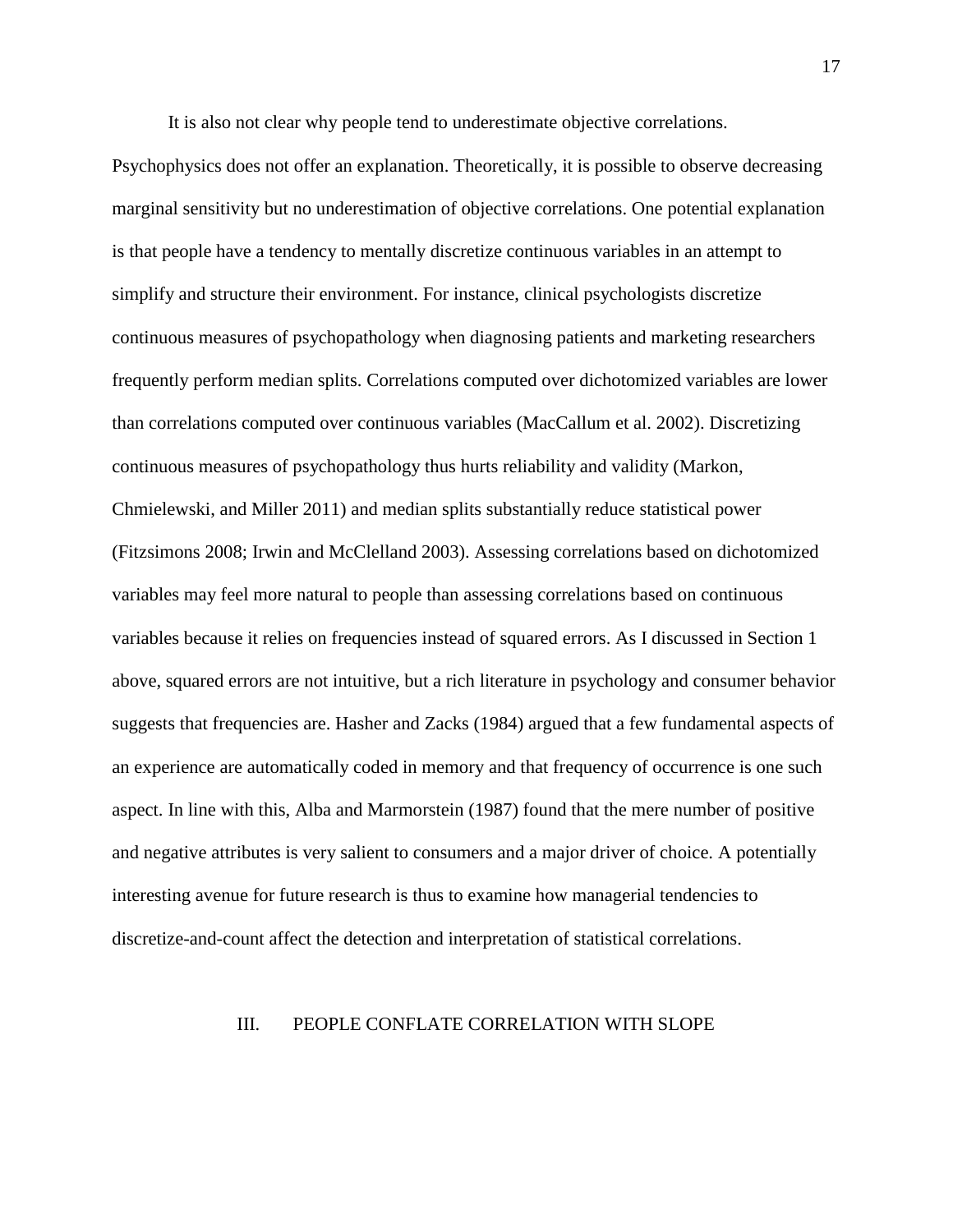It is also not clear why people tend to underestimate objective correlations. Psychophysics does not offer an explanation. Theoretically, it is possible to observe decreasing marginal sensitivity but no underestimation of objective correlations. One potential explanation is that people have a tendency to mentally discretize continuous variables in an attempt to simplify and structure their environment. For instance, clinical psychologists discretize continuous measures of psychopathology when diagnosing patients and marketing researchers frequently perform median splits. Correlations computed over dichotomized variables are lower than correlations computed over continuous variables (MacCallum et al. 2002). Discretizing continuous measures of psychopathology thus hurts reliability and validity (Markon, Chmielewski, and Miller 2011) and median splits substantially reduce statistical power (Fitzsimons 2008; Irwin and McClelland 2003). Assessing correlations based on dichotomized variables may feel more natural to people than assessing correlations based on continuous variables because it relies on frequencies instead of squared errors. As I discussed in Section 1 above, squared errors are not intuitive, but a rich literature in psychology and consumer behavior suggests that frequencies are. Hasher and Zacks (1984) argued that a few fundamental aspects of an experience are automatically coded in memory and that frequency of occurrence is one such aspect. In line with this, Alba and Marmorstein (1987) found that the mere number of positive and negative attributes is very salient to consumers and a major driver of choice. A potentially interesting avenue for future research is thus to examine how managerial tendencies to discretize-and-count affect the detection and interpretation of statistical correlations.

## III. PEOPLE CONFLATE CORRELATION WITH SLOPE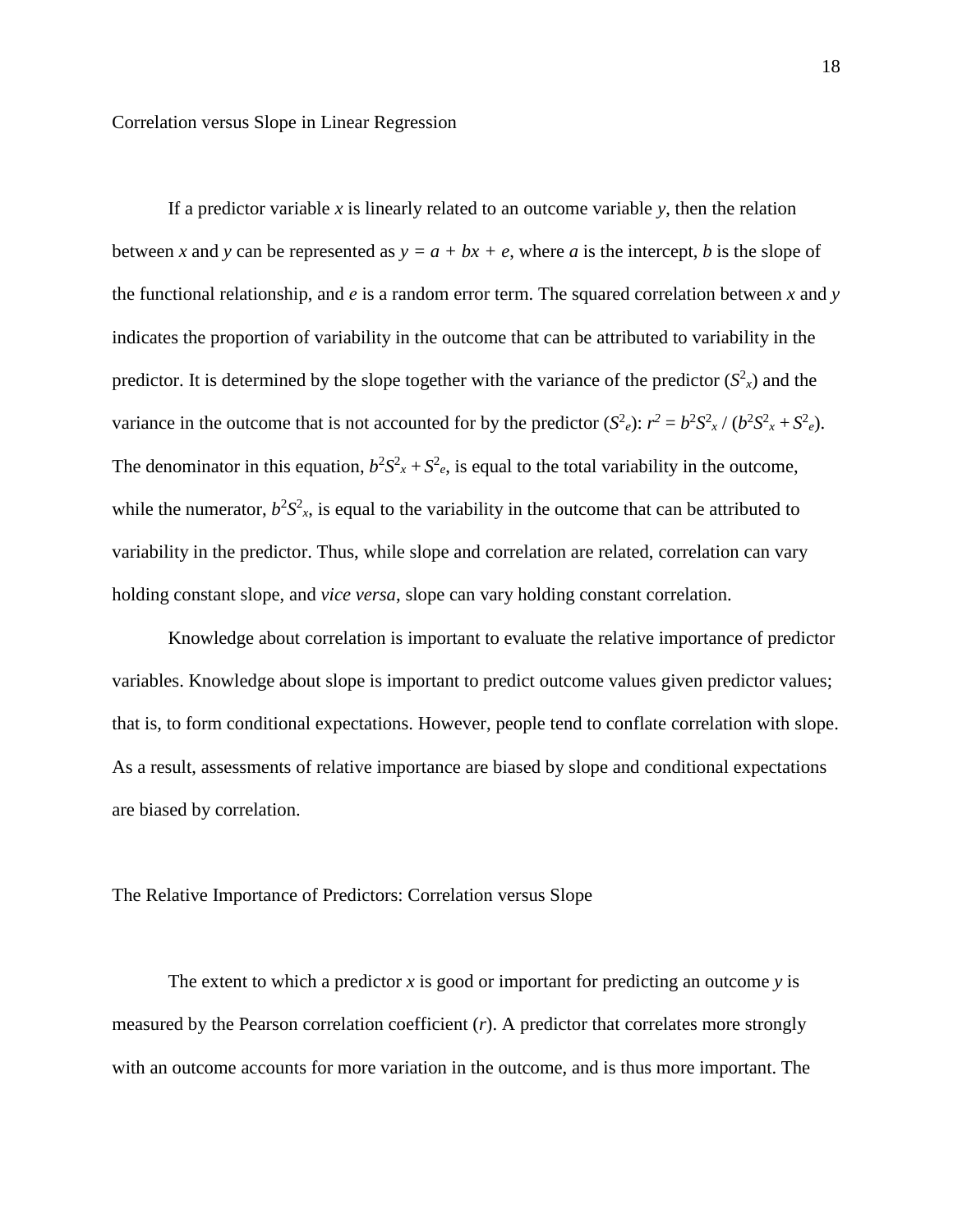## Correlation versus Slope in Linear Regression

If a predictor variable *x* is linearly related to an outcome variable *y*, then the relation between *x* and *y* can be represented as $y = a + bx + e$, where *a* is the intercept, *b* is the slope of the functional relationship, and *e* is a random error term. The squared correlation between *x* and *y* indicates the proportion of variability in the outcome that can be attributed to variability in the predictor. It is determined by the slope together with the variance of the predictor ($S^2_x$) and the variance in the outcome that is not accounted for by the predictor ($S^2_e$): $r^2 = b^2S^2_x / (b^2S^2_x + S^2_e)$. The denominator in this equation, $b^2S^2_x + S^2_e$, is equal to the total variability in the outcome, while the numerator, $b^2S^2_x$, is equal to the variability in the outcome that can be attributed to variability in the predictor. Thus, while slope and correlation are related, correlation can vary holding constant slope, and *vice versa*, slope can vary holding constant correlation.

Knowledge about correlation is important to evaluate the relative importance of predictor variables. Knowledge about slope is important to predict outcome values given predictor values; that is, to form conditional expectations. However, people tend to conflate correlation with slope. As a result, assessments of relative importance are biased by slope and conditional expectations are biased by correlation.

## The Relative Importance of Predictors: Correlation versus Slope

The extent to which a predictor *x* is good or important for predicting an outcome *y* is measured by the Pearson correlation coefficient (*r*). A predictor that correlates more strongly with an outcome accounts for more variation in the outcome, and is thus more important. The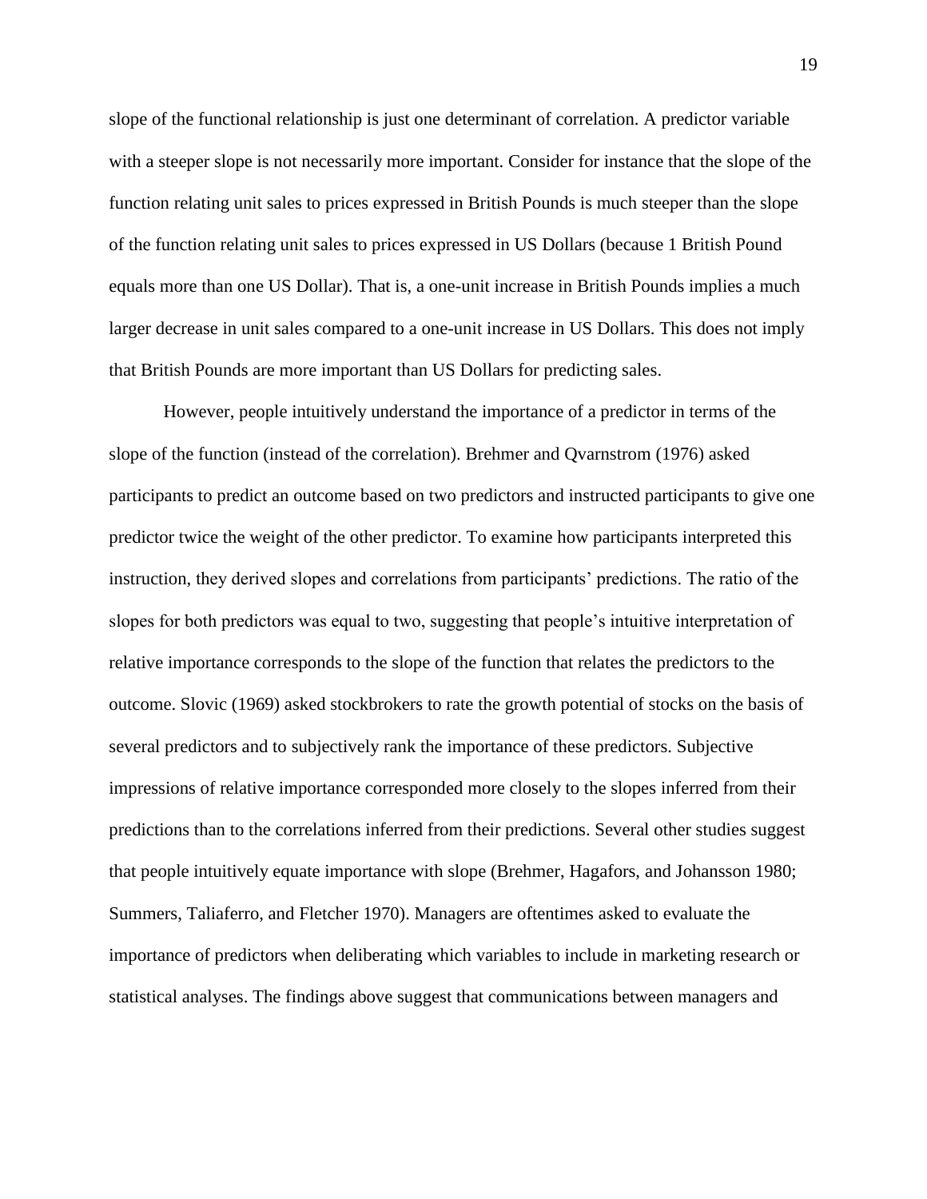slope of the functional relationship is just one determinant of correlation. A predictor variable with a steeper slope is not necessarily more important. Consider for instance that the slope of the function relating unit sales to prices expressed in British Pounds is much steeper than the slope of the function relating unit sales to prices expressed in US Dollars (because 1 British Pound equals more than one US Dollar). That is, a one-unit increase in British Pounds implies a much larger decrease in unit sales compared to a one-unit increase in US Dollars. This does not imply that British Pounds are more important than US Dollars for predicting sales.

However, people intuitively understand the importance of a predictor in terms of the slope of the function (instead of the correlation). Brehmer and Qvarnstrom (1976) asked participants to predict an outcome based on two predictors and instructed participants to give one predictor twice the weight of the other predictor. To examine how participants interpreted this instruction, they derived slopes and correlations from participants' predictions. The ratio of the slopes for both predictors was equal to two, suggesting that people's intuitive interpretation of relative importance corresponds to the slope of the function that relates the predictors to the outcome. Slovic (1969) asked stockbrokers to rate the growth potential of stocks on the basis of several predictors and to subjectively rank the importance of these predictors. Subjective impressions of relative importance corresponded more closely to the slopes inferred from their predictions than to the correlations inferred from their predictions. Several other studies suggest that people intuitively equate importance with slope (Brehmer, Hagafors, and Johansson 1980; Summers, Taliaferro, and Fletcher 1970). Managers are oftentimes asked to evaluate the importance of predictors when deliberating which variables to include in marketing research or statistical analyses. The findings above suggest that communications between managers and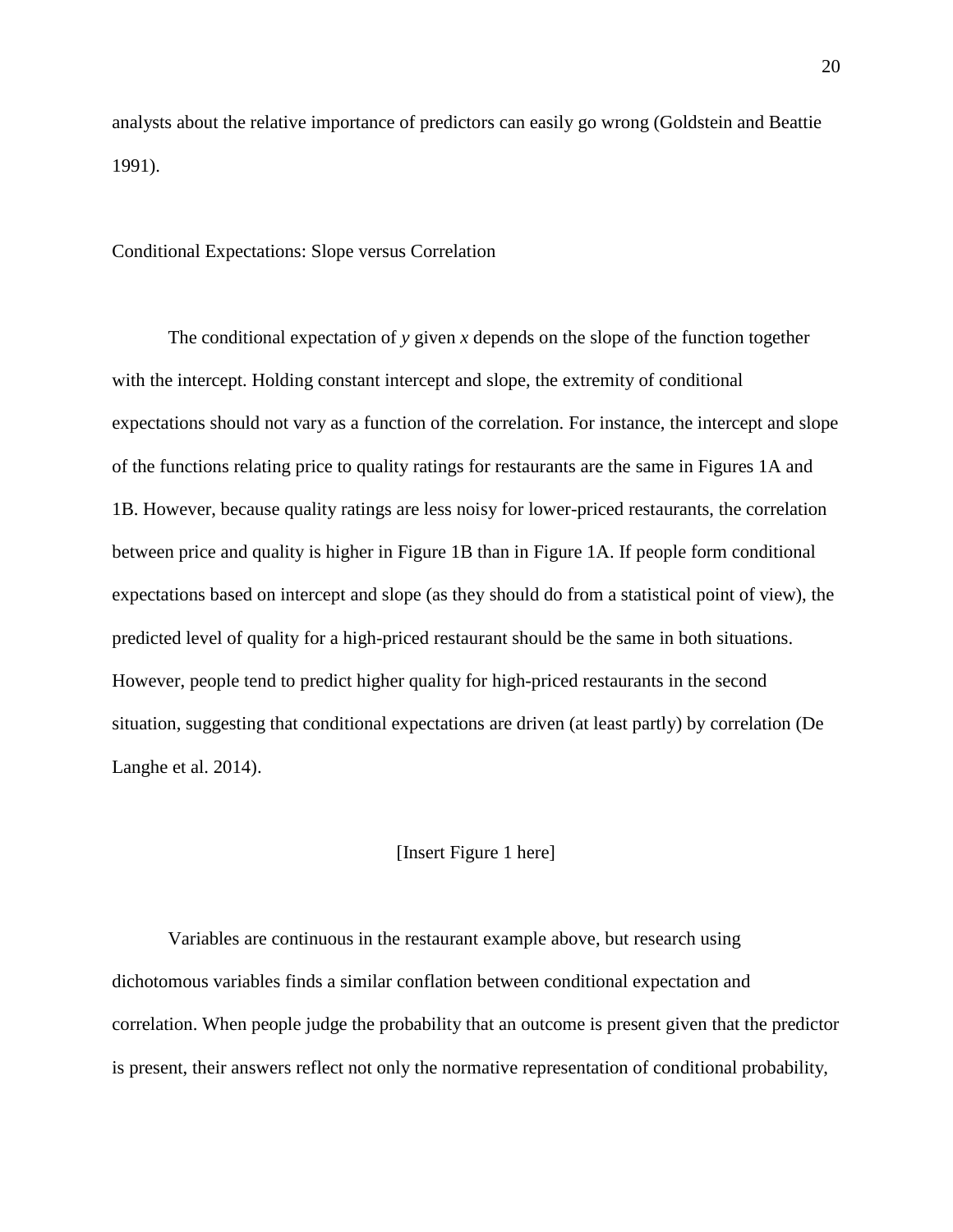analysts about the relative importance of predictors can easily go wrong (Goldstein and Beattie 1991).

## Conditional Expectations: Slope versus Correlation

The conditional expectation of $y$ given $x$ depends on the slope of the function together with the intercept. Holding constant intercept and slope, the extremity of conditional expectations should not vary as a function of the correlation. For instance, the intercept and slope of the functions relating price to quality ratings for restaurants are the same in Figures 1A and 1B. However, because quality ratings are less noisy for lower-priced restaurants, the correlation between price and quality is higher in Figure 1B than in Figure 1A. If people form conditional expectations based on intercept and slope (as they should do from a statistical point of view), the predicted level of quality for a high-priced restaurant should be the same in both situations. However, people tend to predict higher quality for high-priced restaurants in the second situation, suggesting that conditional expectations are driven (at least partly) by correlation (De Langhe et al. 2014).

[Insert Figure 1 here]

Variables are continuous in the restaurant example above, but research using dichotomous variables finds a similar conflation between conditional expectation and correlation. When people judge the probability that an outcome is present given that the predictor is present, their answers reflect not only the normative representation of conditional probability,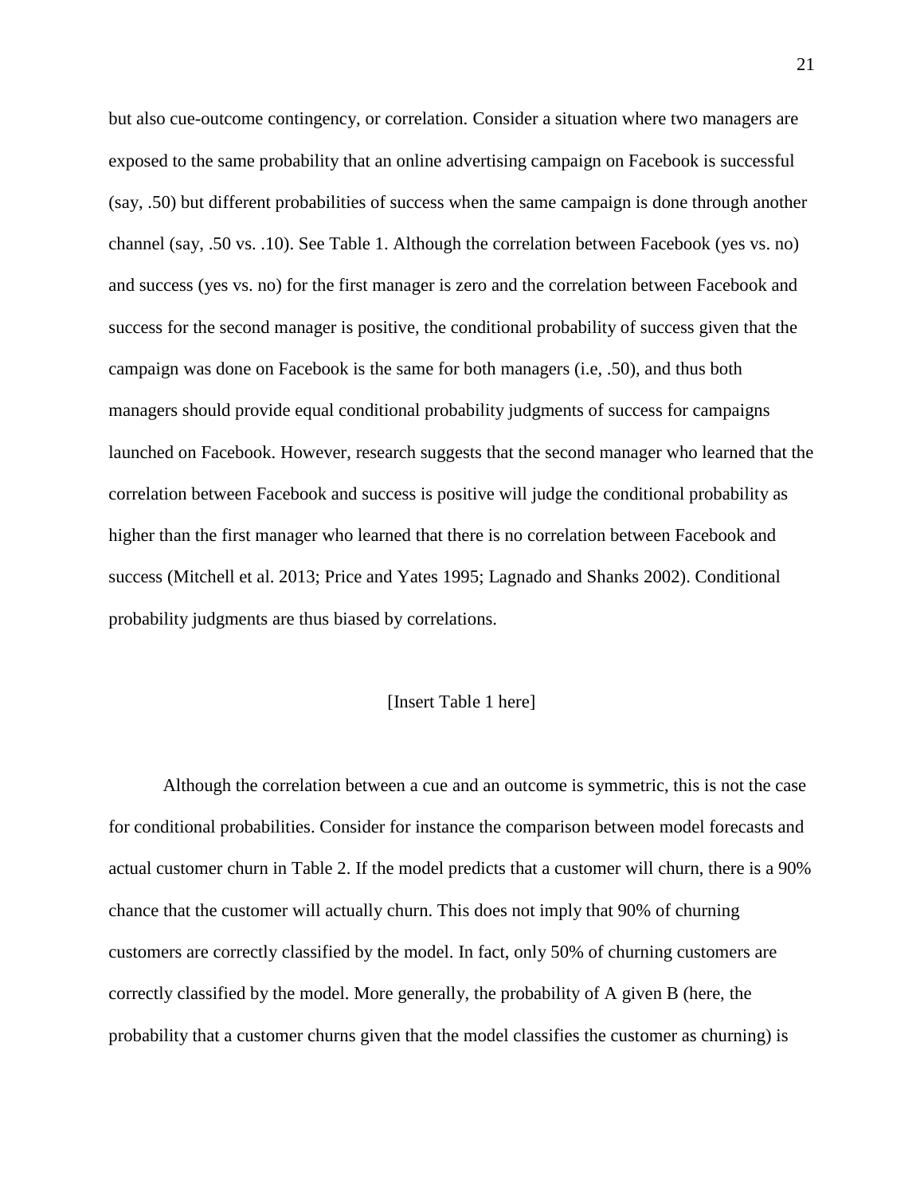but also cue-outcome contingency, or correlation. Consider a situation where two managers are exposed to the same probability that an online advertising campaign on Facebook is successful (say, .50) but different probabilities of success when the same campaign is done through another channel (say, .50 vs. .10). See Table 1. Although the correlation between Facebook (yes vs. no) and success (yes vs. no) for the first manager is zero and the correlation between Facebook and success for the second manager is positive, the conditional probability of success given that the campaign was done on Facebook is the same for both managers (i.e, .50), and thus both managers should provide equal conditional probability judgments of success for campaigns launched on Facebook. However, research suggests that the second manager who learned that the correlation between Facebook and success is positive will judge the conditional probability as higher than the first manager who learned that there is no correlation between Facebook and success (Mitchell et al. 2013; Price and Yates 1995; Lagnado and Shanks 2002). Conditional probability judgments are thus biased by correlations.

[Insert Table 1 here]

Although the correlation between a cue and an outcome is symmetric, this is not the case for conditional probabilities. Consider for instance the comparison between model forecasts and actual customer churn in Table 2. If the model predicts that a customer will churn, there is a 90% chance that the customer will actually churn. This does not imply that 90% of churning customers are correctly classified by the model. In fact, only 50% of churning customers are correctly classified by the model. More generally, the probability of A given B (here, the probability that a customer churns given that the model classifies the customer as churning) is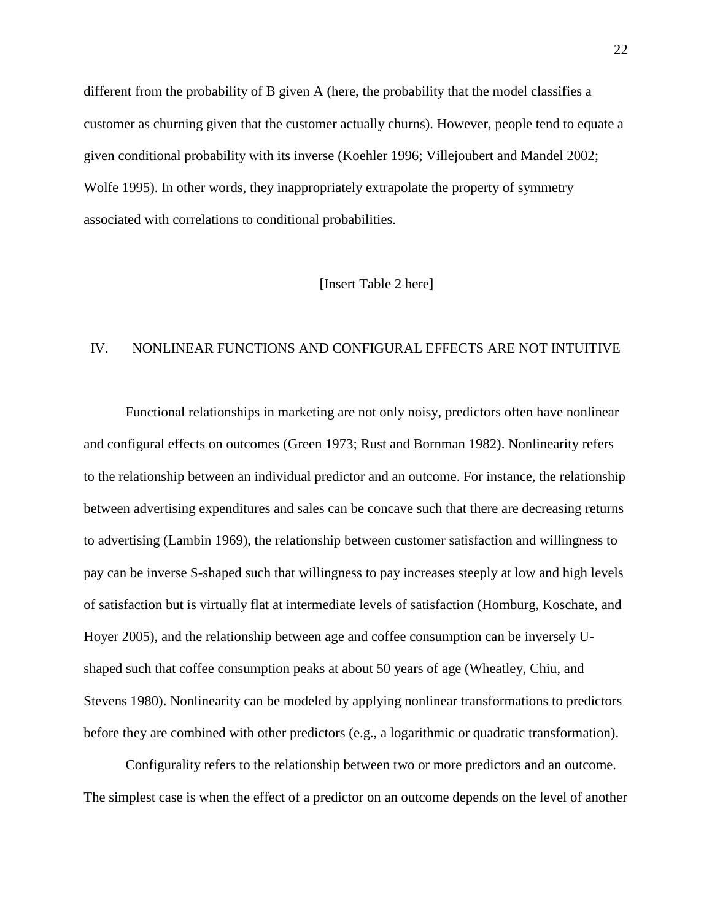different from the probability of B given A (here, the probability that the model classifies a customer as churning given that the customer actually churns). However, people tend to equate a given conditional probability with its inverse (Koehler 1996; Villejoubert and Mandel 2002; Wolfe 1995). In other words, they inappropriately extrapolate the property of symmetry associated with correlations to conditional probabilities.

[Insert Table 2 here]

## IV. NONLINEAR FUNCTIONS AND CONFIGURAL EFFECTS ARE NOT INTUITIVE

Functional relationships in marketing are not only noisy, predictors often have nonlinear and configural effects on outcomes (Green 1973; Rust and Bornman 1982). Nonlinearity refers to the relationship between an individual predictor and an outcome. For instance, the relationship between advertising expenditures and sales can be concave such that there are decreasing returns to advertising (Lambin 1969), the relationship between customer satisfaction and willingness to pay can be inverse S-shaped such that willingness to pay increases steeply at low and high levels of satisfaction but is virtually flat at intermediate levels of satisfaction (Homburg, Koschate, and Hoyer 2005), and the relationship between age and coffee consumption can be inversely U-shaped such that coffee consumption peaks at about 50 years of age (Wheatley, Chiu, and Stevens 1980). Nonlinearity can be modeled by applying nonlinear transformations to predictors before they are combined with other predictors (e.g., a logarithmic or quadratic transformation).

Configurality refers to the relationship between two or more predictors and an outcome. The simplest case is when the effect of a predictor on an outcome depends on the level of another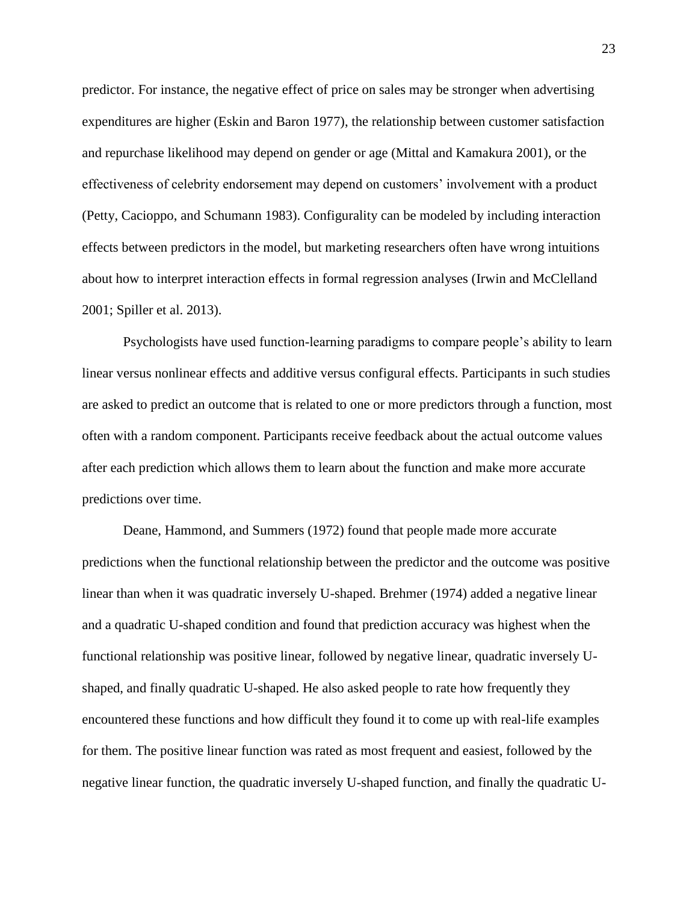predictor. For instance, the negative effect of price on sales may be stronger when advertising expenditures are higher (Eskin and Baron 1977), the relationship between customer satisfaction and repurchase likelihood may depend on gender or age (Mittal and Kamakura 2001), or the effectiveness of celebrity endorsement may depend on customers' involvement with a product (Petty, Cacioppo, and Schumann 1983). Configurality can be modeled by including interaction effects between predictors in the model, but marketing researchers often have wrong intuitions about how to interpret interaction effects in formal regression analyses (Irwin and McClelland 2001; Spiller et al. 2013).

Psychologists have used function-learning paradigms to compare people's ability to learn linear versus nonlinear effects and additive versus configural effects. Participants in such studies are asked to predict an outcome that is related to one or more predictors through a function, most often with a random component. Participants receive feedback about the actual outcome values after each prediction which allows them to learn about the function and make more accurate predictions over time.

Deane, Hammond, and Summers (1972) found that people made more accurate predictions when the functional relationship between the predictor and the outcome was positive linear than when it was quadratic inversely U-shaped. Brehmer (1974) added a negative linear and a quadratic U-shaped condition and found that prediction accuracy was highest when the functional relationship was positive linear, followed by negative linear, quadratic inversely U-shaped, and finally quadratic U-shaped. He also asked people to rate how frequently they encountered these functions and how difficult they found it to come up with real-life examples for them. The positive linear function was rated as most frequent and easiest, followed by the negative linear function, the quadratic inversely U-shaped function, and finally the quadratic U-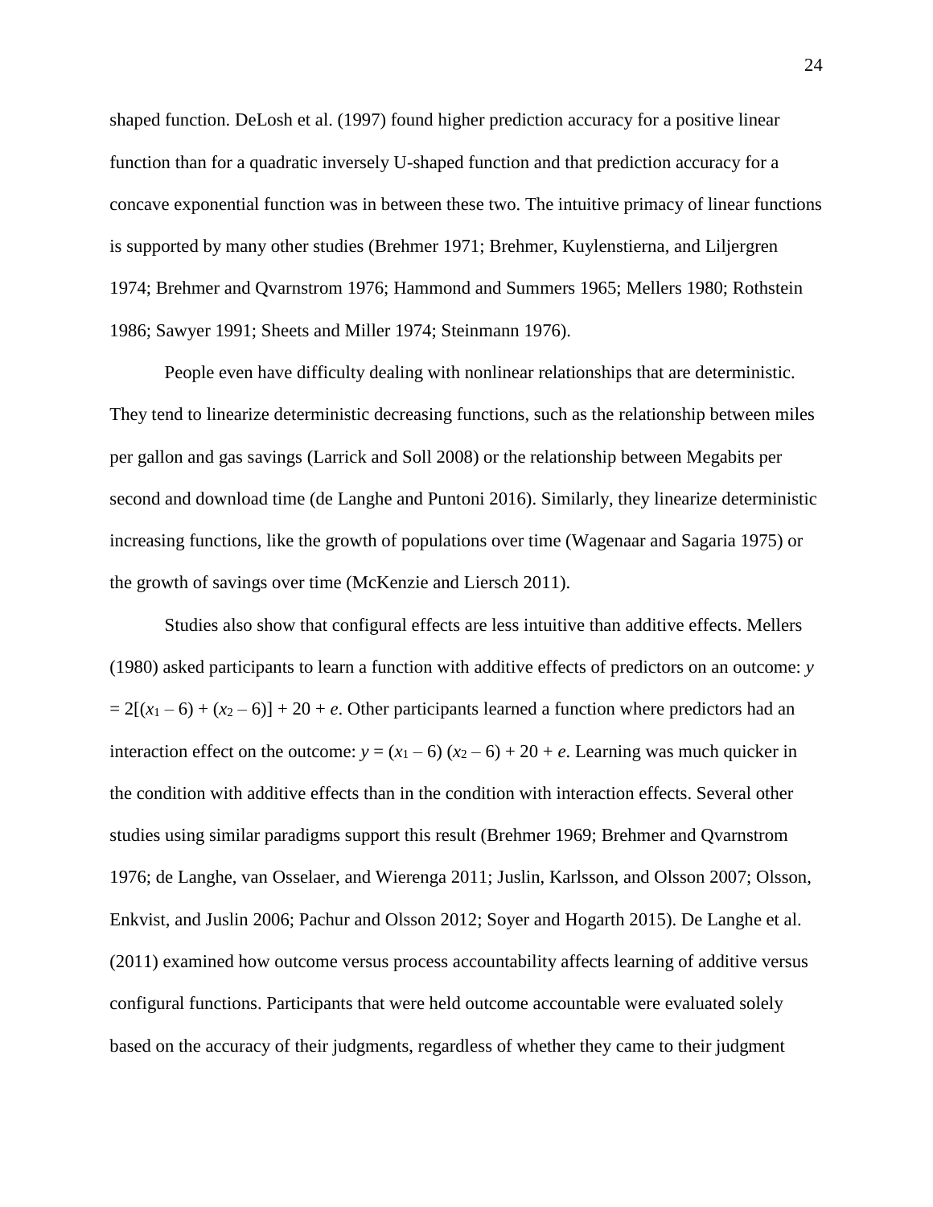shaped function. DeLosh et al. (1997) found higher prediction accuracy for a positive linear function than for a quadratic inversely U-shaped function and that prediction accuracy for a concave exponential function was in between these two. The intuitive primacy of linear functions is supported by many other studies (Brehmer 1971; Brehmer, Kuylenstierna, and Liljergren 1974; Brehmer and Qvarnstrom 1976; Hammond and Summers 1965; Mellers 1980; Rothstein 1986; Sawyer 1991; Sheets and Miller 1974; Steinmann 1976).

People even have difficulty dealing with nonlinear relationships that are deterministic. They tend to linearize deterministic decreasing functions, such as the relationship between miles per gallon and gas savings (Larrick and Soll 2008) or the relationship between Megabits per second and download time (de Langhe and Puntoni 2016). Similarly, they linearize deterministic increasing functions, like the growth of populations over time (Wagenaar and Sagaria 1975) or the growth of savings over time (McKenzie and Liersch 2011).

Studies also show that configural effects are less intuitive than additive effects. Mellers (1980) asked participants to learn a function with additive effects of predictors on an outcome: $y = 2[(x_1 - 6) + (x_2 - 6)] + 20 + e$. Other participants learned a function where predictors had an interaction effect on the outcome: $y = (x_1 - 6)(x_2 - 6) + 20 + e$. Learning was much quicker in the condition with additive effects than in the condition with interaction effects. Several other studies using similar paradigms support this result (Brehmer 1969; Brehmer and Qvarnstrom 1976; de Langhe, van Osselaer, and Wierenga 2011; Juslin, Karlsson, and Olsson 2007; Olsson, Enkvist, and Juslin 2006; Pachur and Olsson 2012; Soyer and Hogarth 2015). De Langhe et al. (2011) examined how outcome versus process accountability affects learning of additive versus configural functions. Participants that were held outcome accountable were evaluated solely based on the accuracy of their judgments, regardless of whether they came to their judgment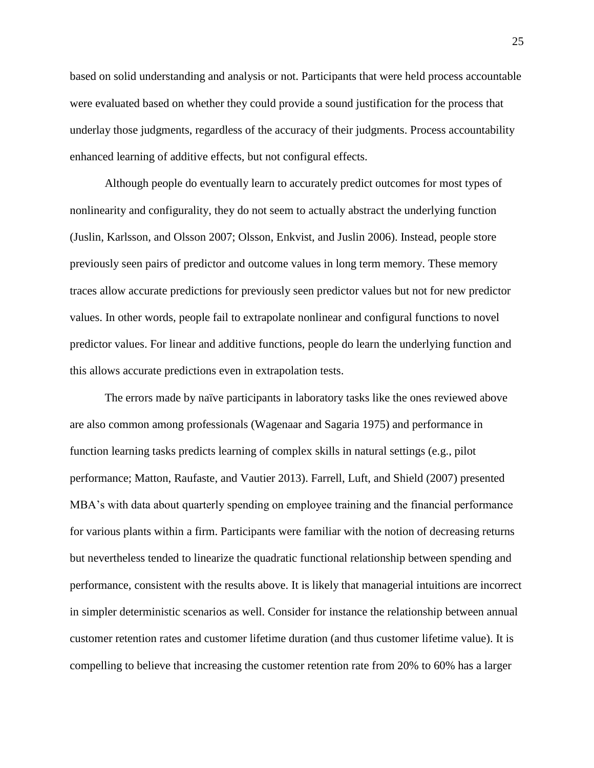based on solid understanding and analysis or not. Participants that were held process accountable were evaluated based on whether they could provide a sound justification for the process that underlay those judgments, regardless of the accuracy of their judgments. Process accountability enhanced learning of additive effects, but not configural effects.

Although people do eventually learn to accurately predict outcomes for most types of nonlinearity and configurality, they do not seem to actually abstract the underlying function (Juslin, Karlsson, and Olsson 2007; Olsson, Enkvist, and Juslin 2006). Instead, people store previously seen pairs of predictor and outcome values in long term memory. These memory traces allow accurate predictions for previously seen predictor values but not for new predictor values. In other words, people fail to extrapolate nonlinear and configural functions to novel predictor values. For linear and additive functions, people do learn the underlying function and this allows accurate predictions even in extrapolation tests.

The errors made by naïve participants in laboratory tasks like the ones reviewed above are also common among professionals (Wagenaar and Sagaria 1975) and performance in function learning tasks predicts learning of complex skills in natural settings (e.g., pilot performance; Matton, Raufaste, and Vautier 2013). Farrell, Luft, and Shield (2007) presented MBA's with data about quarterly spending on employee training and the financial performance for various plants within a firm. Participants were familiar with the notion of decreasing returns but nevertheless tended to linearize the quadratic functional relationship between spending and performance, consistent with the results above. It is likely that managerial intuitions are incorrect in simpler deterministic scenarios as well. Consider for instance the relationship between annual customer retention rates and customer lifetime duration (and thus customer lifetime value). It is compelling to believe that increasing the customer retention rate from 20% to 60% has a larger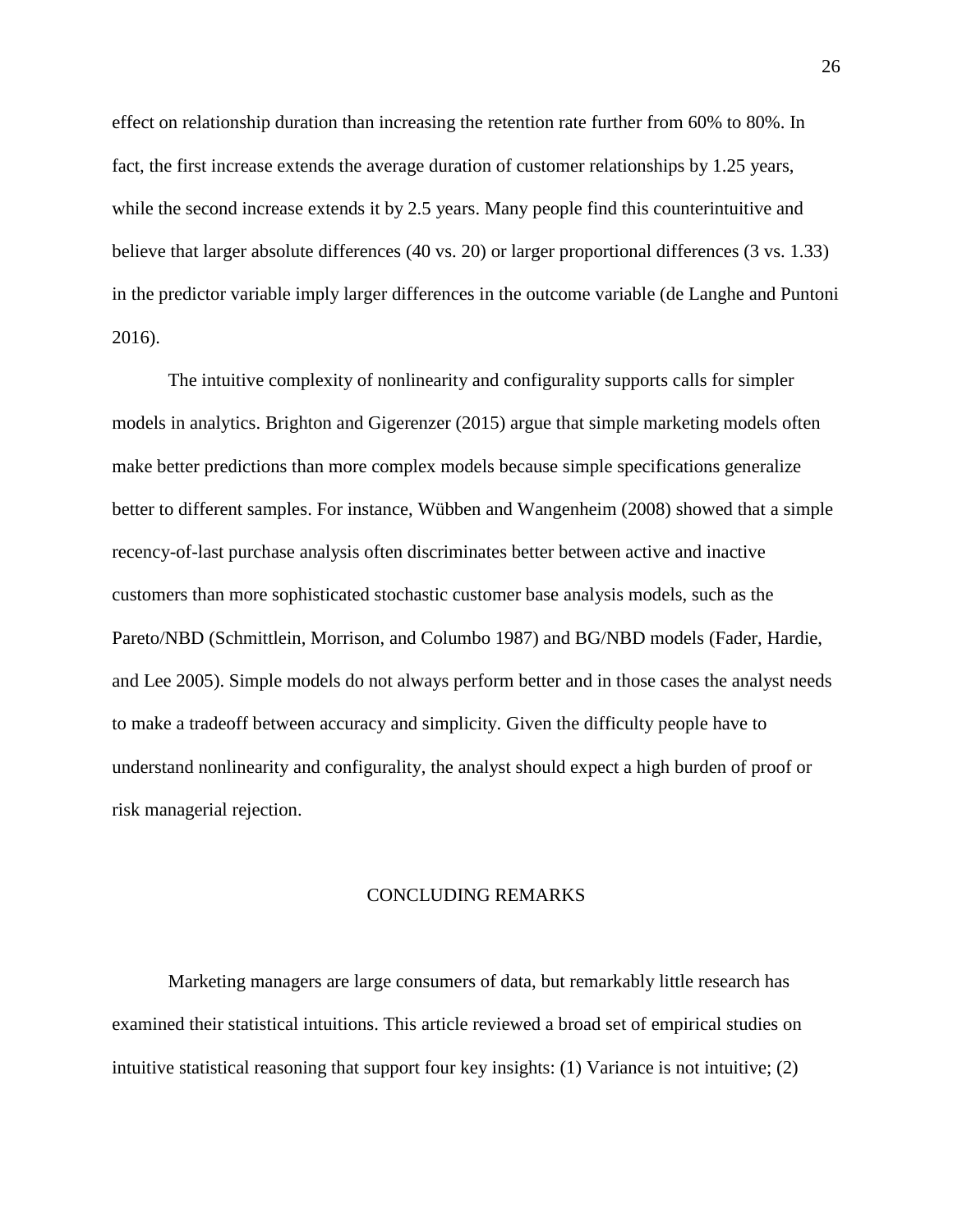effect on relationship duration than increasing the retention rate further from 60% to 80%. In fact, the first increase extends the average duration of customer relationships by 1.25 years, while the second increase extends it by 2.5 years. Many people find this counterintuitive and believe that larger absolute differences (40 vs. 20) or larger proportional differences (3 vs. 1.33) in the predictor variable imply larger differences in the outcome variable (de Langhe and Puntoni 2016).

The intuitive complexity of nonlinearity and configurality supports calls for simpler models in analytics. Brighton and Gigerenzer (2015) argue that simple marketing models often make better predictions than more complex models because simple specifications generalize better to different samples. For instance, Wübben and Wangenheim (2008) showed that a simple recency-of-last purchase analysis often discriminates better between active and inactive customers than more sophisticated stochastic customer base analysis models, such as the Pareto/NBD (Schmittlein, Morrison, and Columbo 1987) and BG/NBD models (Fader, Hardie, and Lee 2005). Simple models do not always perform better and in those cases the analyst needs to make a tradeoff between accuracy and simplicity. Given the difficulty people have to understand nonlinearity and configurality, the analyst should expect a high burden of proof or risk managerial rejection.

## CONCLUDING REMARKS

Marketing managers are large consumers of data, but remarkably little research has examined their statistical intuitions. This article reviewed a broad set of empirical studies on intuitive statistical reasoning that support four key insights: (1) Variance is not intuitive; (2)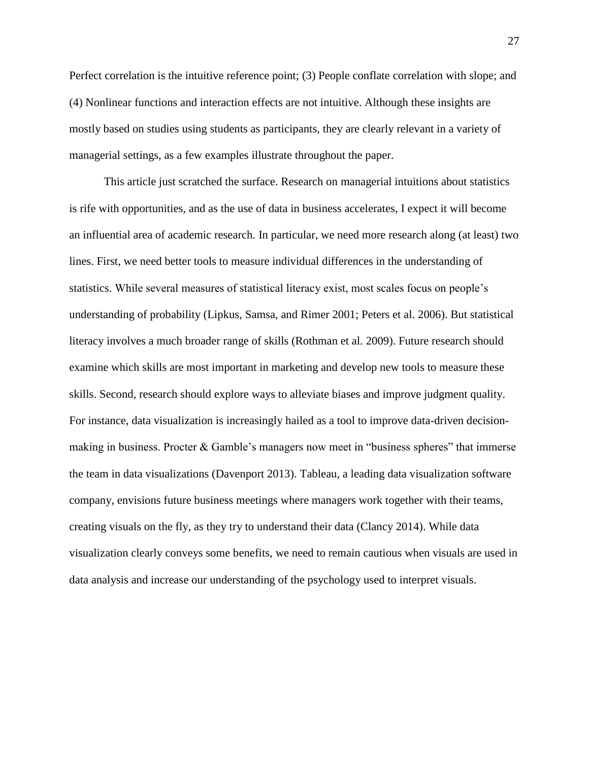Perfect correlation is the intuitive reference point; (3) People conflate correlation with slope; and (4) Nonlinear functions and interaction effects are not intuitive. Although these insights are mostly based on studies using students as participants, they are clearly relevant in a variety of managerial settings, as a few examples illustrate throughout the paper.

This article just scratched the surface. Research on managerial intuitions about statistics is rife with opportunities, and as the use of data in business accelerates, I expect it will become an influential area of academic research. In particular, we need more research along (at least) two lines. First, we need better tools to measure individual differences in the understanding of statistics. While several measures of statistical literacy exist, most scales focus on people's understanding of probability (Lipkus, Samsa, and Rimer 2001; Peters et al. 2006). But statistical literacy involves a much broader range of skills (Rothman et al. 2009). Future research should examine which skills are most important in marketing and develop new tools to measure these skills. Second, research should explore ways to alleviate biases and improve judgment quality. For instance, data visualization is increasingly hailed as a tool to improve data-driven decision-making in business. Procter & Gamble's managers now meet in "business spheres" that immerse the team in data visualizations (Davenport 2013). Tableau, a leading data visualization software company, envisions future business meetings where managers work together with their teams, creating visuals on the fly, as they try to understand their data (Clancy 2014). While data visualization clearly conveys some benefits, we need to remain cautious when visuals are used in data analysis and increase our understanding of the psychology used to interpret visuals.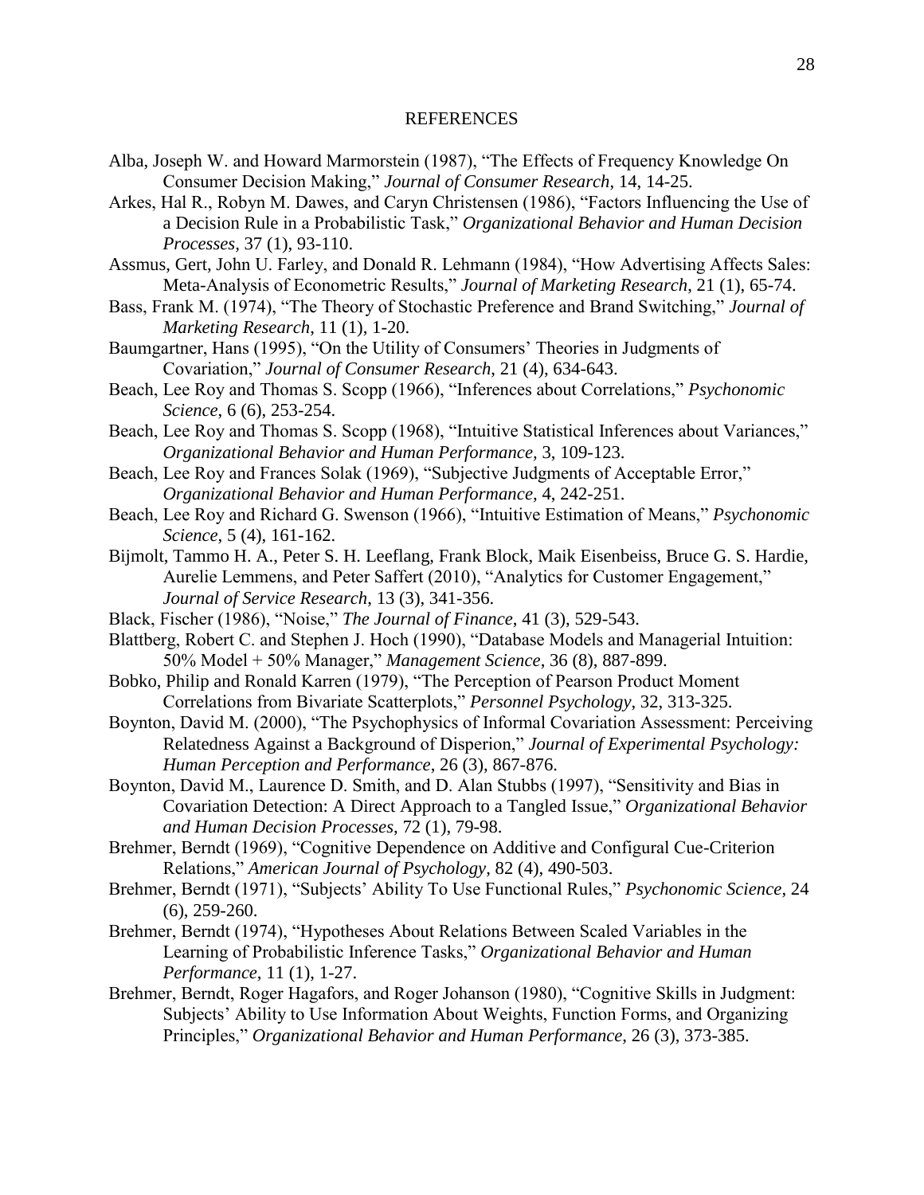# REFERENCES

Alba, Joseph W. and Howard Marmorstein (1987), "The Effects of Frequency Knowledge On Consumer Decision Making," *Journal of Consumer Research*, 14, 14-25.

Arkes, Hal R., Robyn M. Dawes, and Caryn Christensen (1986), "Factors Influencing the Use of a Decision Rule in a Probabilistic Task," *Organizational Behavior and Human Decision Processes*, 37 (1), 93-110.

Assmus, Gert, John U. Farley, and Donald R. Lehmann (1984), "How Advertising Affects Sales: Meta-Analysis of Econometric Results," *Journal of Marketing Research*, 21 (1), 65-74.

Bass, Frank M. (1974), "The Theory of Stochastic Preference and Brand Switching," *Journal of Marketing Research*, 11 (1), 1-20.

Baumgartner, Hans (1995), "On the Utility of Consumers' Theories in Judgments of Covariation," *Journal of Consumer Research*, 21 (4), 634-643.

Beach, Lee Roy and Thomas S. Scopp (1966), "Inferences about Correlations," *Psychonomic Science*, 6 (6), 253-254.

Beach, Lee Roy and Thomas S. Scopp (1968), "Intuitive Statistical Inferences about Variances," *Organizational Behavior and Human Performance*, 3, 109-123.

Beach, Lee Roy and Frances Solak (1969), "Subjective Judgments of Acceptable Error," *Organizational Behavior and Human Performance*, 4, 242-251.

Beach, Lee Roy and Richard G. Swenson (1966), "Intuitive Estimation of Means," *Psychonomic Science*, 5 (4), 161-162.

Bijmolt, Tammo H. A., Peter S. H. Leeflang, Frank Block, Maik Eisenbeiss, Bruce G. S. Hardie, Aurelie Lemmens, and Peter Saffert (2010), "Analytics for Customer Engagement," *Journal of Service Research*, 13 (3), 341-356.

Black, Fischer (1986), "Noise," *The Journal of Finance*, 41 (3), 529-543.

Blattberg, Robert C. and Stephen J. Hoch (1990), "Database Models and Managerial Intuition: 50% Model + 50% Manager," *Management Science*, 36 (8), 887-899.

Bobko, Philip and Ronald Karren (1979), "The Perception of Pearson Product Moment Correlations from Bivariate Scatterplots," *Personnel Psychology*, 32, 313-325.

Boynton, David M. (2000), "The Psychophysics of Informal Covariation Assessment: Perceiving Relatedness Against a Background of Disperion," *Journal of Experimental Psychology: Human Perception and Performance*, 26 (3), 867-876.

Boynton, David M., Laurence D. Smith, and D. Alan Stubbs (1997), "Sensitivity and Bias in Covariation Detection: A Direct Approach to a Tangled Issue," *Organizational Behavior and Human Decision Processes*, 72 (1), 79-98.

Brehmer, Berndt (1969), "Cognitive Dependence on Additive and Configural Cue-Criterion Relations," *American Journal of Psychology*, 82 (4), 490-503.

Brehmer, Berndt (1971), "Subjects' Ability To Use Functional Rules," *Psychonomic Science*, 24 (6), 259-260.

Brehmer, Berndt (1974), "Hypotheses About Relations Between Scaled Variables in the Learning of Probabilistic Inference Tasks," *Organizational Behavior and Human Performance*, 11 (1), 1-27.

Brehmer, Berndt, Roger Hagafors, and Roger Johanson (1980), "Cognitive Skills in Judgment: Subjects' Ability to Use Information About Weights, Function Forms, and Organizing Principles," *Organizational Behavior and Human Performance*, 26 (3), 373-385.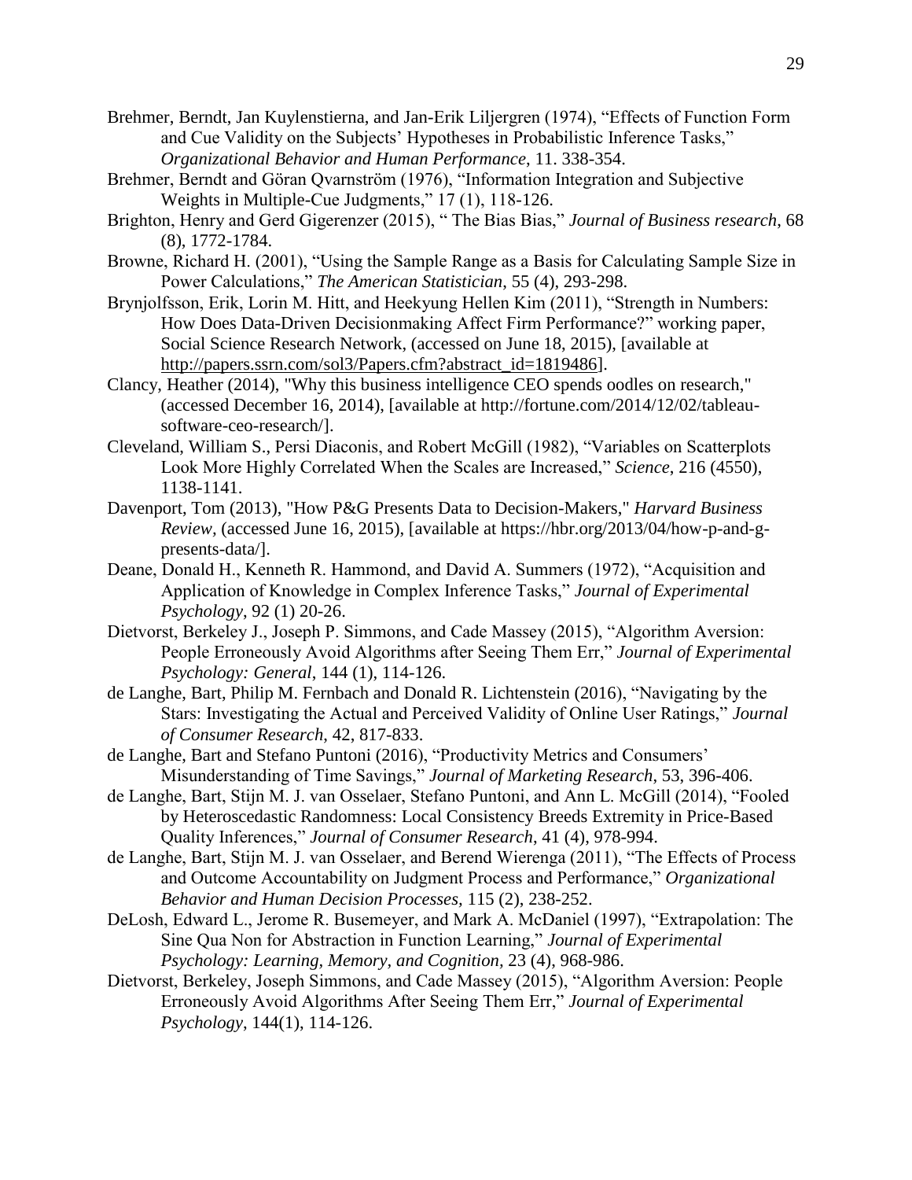Brehmer, Berndt, Jan Kuylenstierna, and Jan-Erik Liljergren (1974), "Effects of Function Form and Cue Validity on the Subjects' Hypotheses in Probabilistic Inference Tasks," *Organizational Behavior and Human Performance*, 11. 338-354.

Brehmer, Berndt and Göran Qvarnström (1976), "Information Integration and Subjective Weights in Multiple-Cue Judgments," 17 (1), 118-126.

Brighton, Henry and Gerd Gigerenzer (2015), " The Bias Bias," *Journal of Business research*, 68 (8), 1772-1784.

Browne, Richard H. (2001), "Using the Sample Range as a Basis for Calculating Sample Size in Power Calculations," *The American Statistician*, 55 (4), 293-298.

Brynjolfsson, Erik, Lorin M. Hitt, and Heekyung Hellen Kim (2011), "Strength in Numbers: How Does Data-Driven Decisionmaking Affect Firm Performance?" working paper, Social Science Research Network, (accessed on June 18, 2015), [available at http://papers.ssrn.com/sol3/Papers.cfm?abstract_id=1819486].

Clancy, Heather (2014), "Why this business intelligence CEO spends oodles on research," (accessed December 16, 2014), [available at http://fortune.com/2014/12/02/tableau-software-ceo-research/].

Cleveland, William S., Persi Diaconis, and Robert McGill (1982), "Variables on Scatterplots Look More Highly Correlated When the Scales are Increased," *Science*, 216 (4550), 1138-1141.

Davenport, Tom (2013), "How P&G Presents Data to Decision-Makers," *Harvard Business Review*, (accessed June 16, 2015), [available at https://hbr.org/2013/04/how-p-and-g-presents-data/].

Deane, Donald H., Kenneth R. Hammond, and David A. Summers (1972), "Acquisition and Application of Knowledge in Complex Inference Tasks," *Journal of Experimental Psychology*, 92 (1) 20-26.

Dietvorst, Berkeley J., Joseph P. Simmons, and Cade Massey (2015), "Algorithm Aversion: People Erroneously Avoid Algorithms after Seeing Them Err," *Journal of Experimental Psychology: General*, 144 (1), 114-126.

de Langhe, Bart, Philip M. Fernbach and Donald R. Lichtenstein (2016), "Navigating by the Stars: Investigating the Actual and Perceived Validity of Online User Ratings," *Journal of Consumer Research*, 42, 817-833.

de Langhe, Bart and Stefano Puntoni (2016), "Productivity Metrics and Consumers' Misunderstanding of Time Savings," *Journal of Marketing Research*, 53, 396-406.

de Langhe, Bart, Stijn M. J. van Osselaer, Stefano Puntoni, and Ann L. McGill (2014), "Fooled by Heteroscedastic Randomness: Local Consistency Breeds Extremity in Price-Based Quality Inferences," *Journal of Consumer Research*, 41 (4), 978-994.

de Langhe, Bart, Stijn M. J. van Osselaer, and Berend Wierenga (2011), "The Effects of Process and Outcome Accountability on Judgment Process and Performance," *Organizational Behavior and Human Decision Processes*, 115 (2), 238-252.

DeLosh, Edward L., Jerome R. Busemeyer, and Mark A. McDaniel (1997), "Extrapolation: The Sine Qua Non for Abstraction in Function Learning," *Journal of Experimental Psychology: Learning, Memory, and Cognition*, 23 (4), 968-986.

Dietvorst, Berkeley, Joseph Simmons, and Cade Massey (2015), "Algorithm Aversion: People Erroneously Avoid Algorithms After Seeing Them Err," *Journal of Experimental Psychology*, 144(1), 114-126.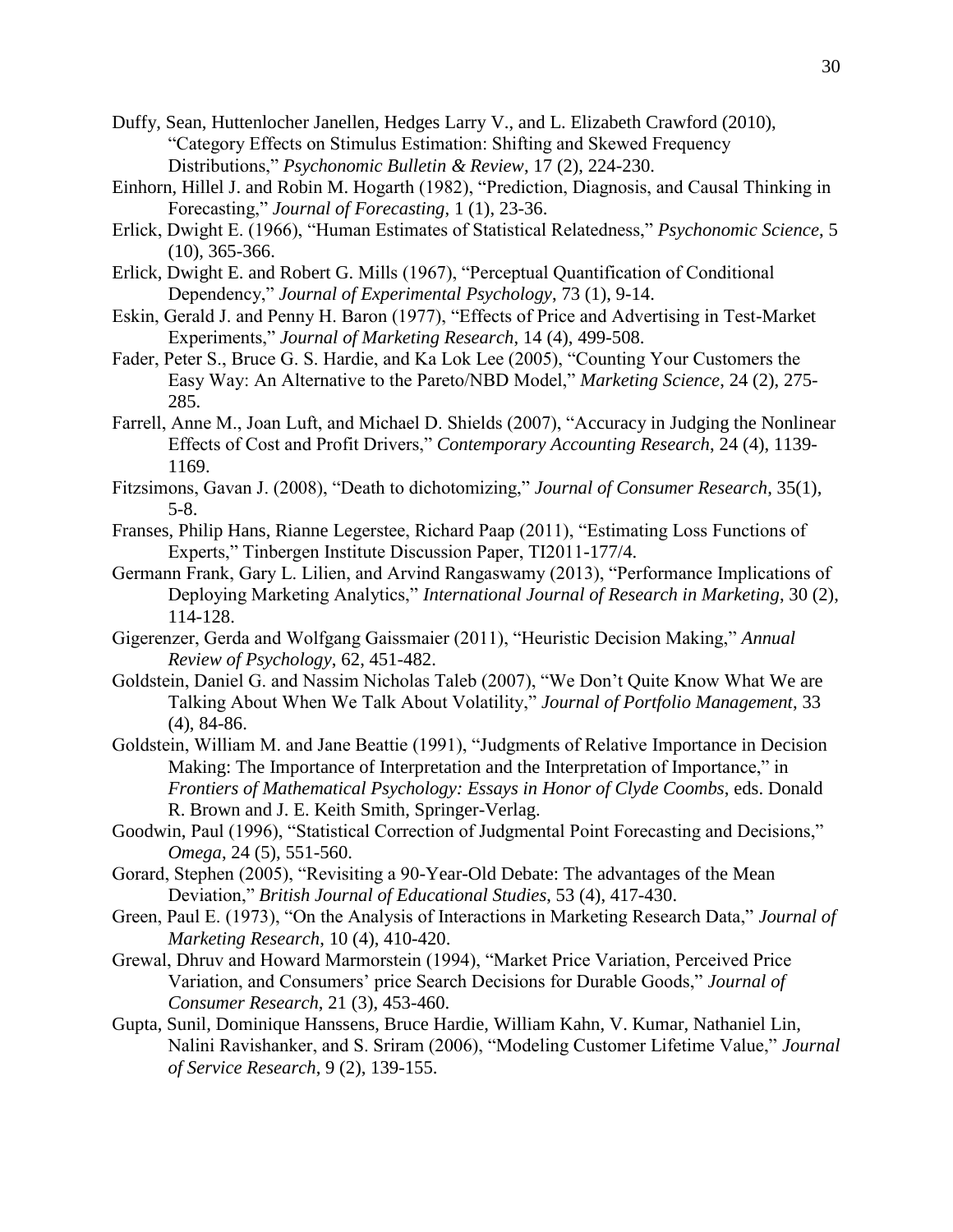Duffy, Sean, Huttenlocher Janellen, Hedges Larry V., and L. Elizabeth Crawford (2010), "Category Effects on Stimulus Estimation: Shifting and Skewed Frequency Distributions," *Psychonomic Bulletin & Review*, 17 (2), 224-230.

Einhorn, Hillel J. and Robin M. Hogarth (1982), "Prediction, Diagnosis, and Causal Thinking in Forecasting," *Journal of Forecasting*, 1 (1), 23-36.

Erlick, Dwight E. (1966), "Human Estimates of Statistical Relatedness," *Psychonomic Science*, 5 (10), 365-366.

Erlick, Dwight E. and Robert G. Mills (1967), "Perceptual Quantification of Conditional Dependency," *Journal of Experimental Psychology*, 73 (1), 9-14.

Eskin, Gerald J. and Penny H. Baron (1977), "Effects of Price and Advertising in Test-Market Experiments," *Journal of Marketing Research*, 14 (4), 499-508.

Fader, Peter S., Bruce G. S. Hardie, and Ka Lok Lee (2005), "Counting Your Customers the Easy Way: An Alternative to the Pareto/NBD Model," *Marketing Science*, 24 (2), 275-285.

Farrell, Anne M., Joan Luft, and Michael D. Shields (2007), "Accuracy in Judging the Nonlinear Effects of Cost and Profit Drivers," *Contemporary Accounting Research*, 24 (4), 1139-1169.

Fitzsimons, Gavan J. (2008), "Death to dichotomizing," *Journal of Consumer Research*, 35(1), 5-8.

Franses, Philip Hans, Rianne Legerstee, Richard Paap (2011), "Estimating Loss Functions of Experts," Tinbergen Institute Discussion Paper, TI2011-177/4.

Germann Frank, Gary L. Lilien, and Arvind Rangaswamy (2013), "Performance Implications of Deploying Marketing Analytics," *International Journal of Research in Marketing*, 30 (2), 114-128.

Gigerenzer, Gerda and Wolfgang Gaissmaier (2011), "Heuristic Decision Making," *Annual Review of Psychology*, 62, 451-482.

Goldstein, Daniel G. and Nassim Nicholas Taleb (2007), "We Don't Quite Know What We are Talking About When We Talk About Volatility," *Journal of Portfolio Management*, 33 (4), 84-86.

Goldstein, William M. and Jane Beattie (1991), "Judgments of Relative Importance in Decision Making: The Importance of Interpretation and the Interpretation of Importance," in *Frontiers of Mathematical Psychology: Essays in Honor of Clyde Coombs*, eds. Donald R. Brown and J. E. Keith Smith, Springer-Verlag.

Goodwin, Paul (1996), "Statistical Correction of Judgmental Point Forecasting and Decisions," *Omega*, 24 (5), 551-560.

Gorard, Stephen (2005), "Revisiting a 90-Year-Old Debate: The advantages of the Mean Deviation," *British Journal of Educational Studies*, 53 (4), 417-430.

Green, Paul E. (1973), "On the Analysis of Interactions in Marketing Research Data," *Journal of Marketing Research*, 10 (4), 410-420.

Grewal, Dhruv and Howard Marmorstein (1994), "Market Price Variation, Perceived Price Variation, and Consumers' price Search Decisions for Durable Goods," *Journal of Consumer Research*, 21 (3), 453-460.

Gupta, Sunil, Dominique Hanssens, Bruce Hardie, William Kahn, V. Kumar, Nathaniel Lin, Nalini Ravishanker, and S. Sriram (2006), "Modeling Customer Lifetime Value," *Journal of Service Research*, 9 (2), 139-155.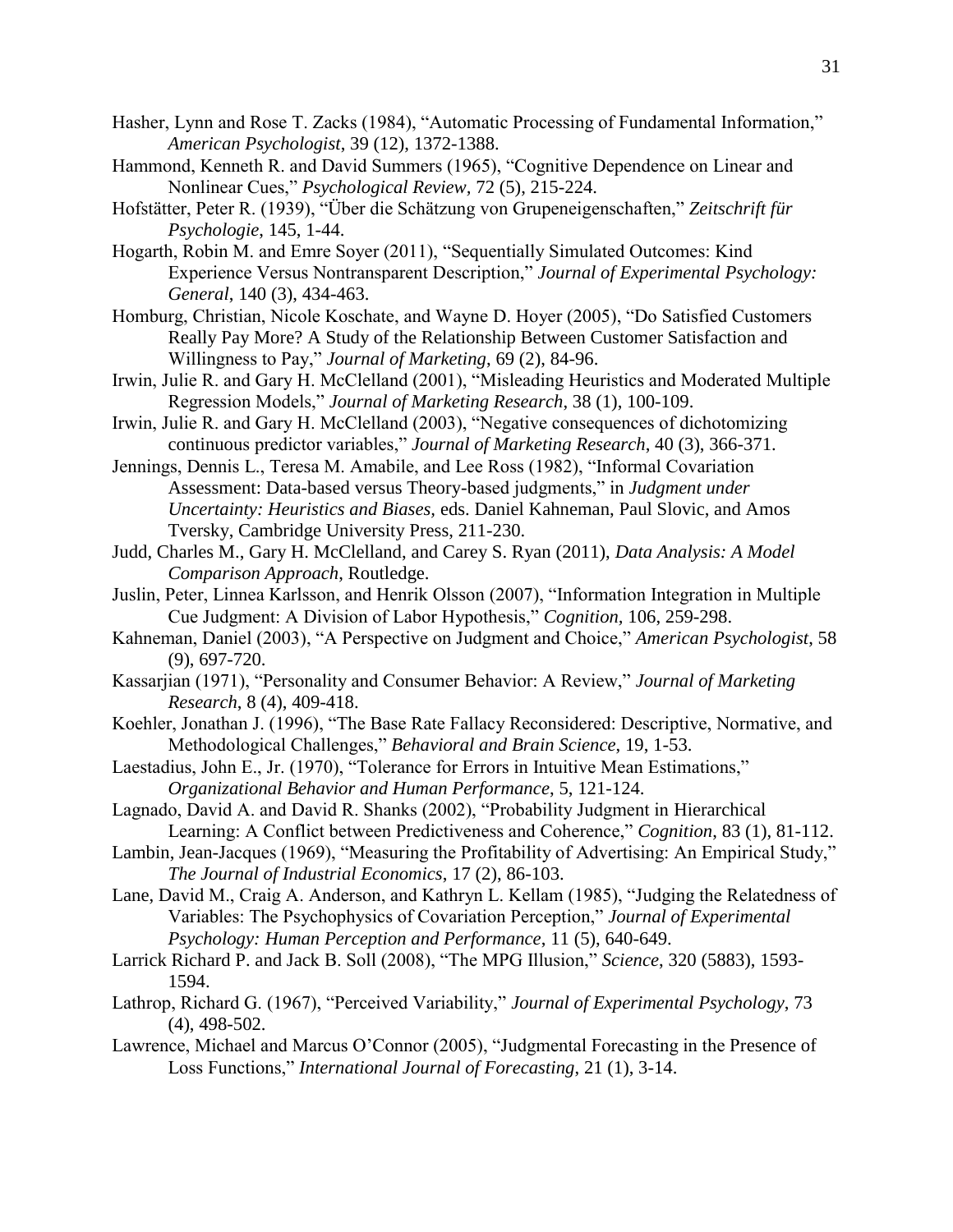Hasher, Lynn and Rose T. Zacks (1984), "Automatic Processing of Fundamental Information," *American Psychologist*, 39 (12), 1372-1388.

Hammond, Kenneth R. and David Summers (1965), "Cognitive Dependence on Linear and Nonlinear Cues," *Psychological Review*, 72 (5), 215-224.

Hofstätter, Peter R. (1939), "Über die Schätzung von Grupeneigenschaften," *Zeitschrift für Psychologie*, 145, 1-44.

Hogarth, Robin M. and Emre Soyer (2011), "Sequentially Simulated Outcomes: Kind Experience Versus Nontransparent Description," *Journal of Experimental Psychology: General*, 140 (3), 434-463.

Homburg, Christian, Nicole Koschate, and Wayne D. Hoyer (2005), "Do Satisfied Customers Really Pay More? A Study of the Relationship Between Customer Satisfaction and Willingness to Pay," *Journal of Marketing*, 69 (2), 84-96.

Irwin, Julie R. and Gary H. McClelland (2001), "Misleading Heuristics and Moderated Multiple Regression Models," *Journal of Marketing Research*, 38 (1), 100-109.

Irwin, Julie R. and Gary H. McClelland (2003), "Negative consequences of dichotomizing continuous predictor variables," *Journal of Marketing Research*, 40 (3), 366-371.

Jennings, Dennis L., Teresa M. Amabile, and Lee Ross (1982), "Informal Covariation Assessment: Data-based versus Theory-based judgments," in *Judgment under Uncertainty: Heuristics and Biases*, eds. Daniel Kahneman, Paul Slovic, and Amos Tversky, Cambridge University Press, 211-230.

Judd, Charles M., Gary H. McClelland, and Carey S. Ryan (2011), *Data Analysis: A Model Comparison Approach*, Routledge.

Juslin, Peter, Linnea Karlsson, and Henrik Olsson (2007), "Information Integration in Multiple Cue Judgment: A Division of Labor Hypothesis," *Cognition*, 106, 259-298.

Kahneman, Daniel (2003), "A Perspective on Judgment and Choice," *American Psychologist*, 58 (9), 697-720.

Kassarjian (1971), "Personality and Consumer Behavior: A Review," *Journal of Marketing Research*, 8 (4), 409-418.

Koehler, Jonathan J. (1996), "The Base Rate Fallacy Reconsidered: Descriptive, Normative, and Methodological Challenges," *Behavioral and Brain Science*, 19, 1-53.

Laestadius, John E., Jr. (1970), "Tolerance for Errors in Intuitive Mean Estimations," *Organizational Behavior and Human Performance*, 5, 121-124.

Lagnado, David A. and David R. Shanks (2002), "Probability Judgment in Hierarchical Learning: A Conflict between Predictiveness and Coherence," *Cognition*, 83 (1), 81-112.

Lambin, Jean-Jacques (1969), "Measuring the Profitability of Advertising: An Empirical Study," *The Journal of Industrial Economics*, 17 (2), 86-103.

Lane, David M., Craig A. Anderson, and Kathryn L. Kellam (1985), "Judging the Relatedness of Variables: The Psychophysics of Covariation Perception," *Journal of Experimental Psychology: Human Perception and Performance*, 11 (5), 640-649.

Larrick Richard P. and Jack B. Soll (2008), "The MPG Illusion," *Science*, 320 (5883), 1593-1594.

Lathrop, Richard G. (1967), "Perceived Variability," *Journal of Experimental Psychology*, 73 (4), 498-502.

Lawrence, Michael and Marcus O'Connor (2005), "Judgmental Forecasting in the Presence of Loss Functions," *International Journal of Forecasting*, 21 (1), 3-14.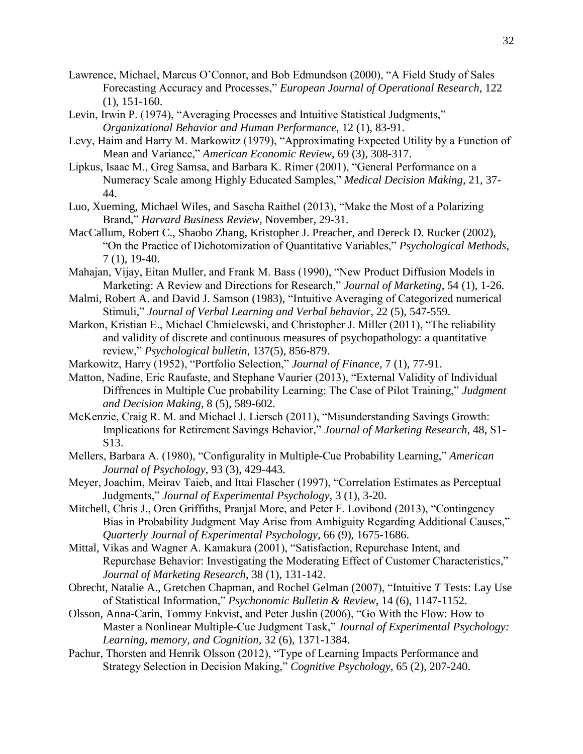Lawrence, Michael, Marcus O'Connor, and Bob Edmundson (2000), "A Field Study of Sales Forecasting Accuracy and Processes," *European Journal of Operational Research*, 122 (1), 151-160.

Levin, Irwin P. (1974), "Averaging Processes and Intuitive Statistical Judgments," *Organizational Behavior and Human Performance*, 12 (1), 83-91.

Levy, Haim and Harry M. Markowitz (1979), "Approximating Expected Utility by a Function of Mean and Variance," *American Economic Review*, 69 (3), 308-317.

Lipkus, Isaac M., Greg Samsa, and Barbara K. Rimer (2001), "General Performance on a Numeracy Scale among Highly Educated Samples," *Medical Decision Making*, 21, 37-44.

Luo, Xueming, Michael Wiles, and Sascha Raithel (2013), "Make the Most of a Polarizing Brand," *Harvard Business Review*, November, 29-31.

MacCallum, Robert C., Shaobo Zhang, Kristopher J. Preacher, and Dereck D. Rucker (2002), "On the Practice of Dichotomization of Quantitative Variables," *Psychological Methods*, 7 (1), 19-40.

Mahajan, Vijay, Eitan Muller, and Frank M. Bass (1990), "New Product Diffusion Models in Marketing: A Review and Directions for Research," *Journal of Marketing*, 54 (1), 1-26.

Malmi, Robert A. and David J. Samson (1983), "Intuitive Averaging of Categorized numerical Stimuli," *Journal of Verbal Learning and Verbal behavior*, 22 (5), 547-559.

Markon, Kristian E., Michael Chmielewski, and Christopher J. Miller (2011), "The reliability and validity of discrete and continuous measures of psychopathology: a quantitative review," *Psychological bulletin*, 137(5), 856-879.

Markowitz, Harry (1952), "Portfolio Selection," *Journal of Finance*, 7 (1), 77-91.

Matton, Nadine, Eric Raufaste, and Stephane Vaurier (2013), "External Validity of Individual Diffrences in Multiple Cue probability Learning: The Case of Pilot Training," *Judgment and Decision Making*, 8 (5), 589-602.

McKenzie, Craig R. M. and Michael J. Liersch (2011), "Misunderstanding Savings Growth: Implications for Retirement Savings Behavior," *Journal of Marketing Research*, 48, S1-S13.

Mellers, Barbara A. (1980), "Configurality in Multiple-Cue Probability Learning," *American Journal of Psychology*, 93 (3), 429-443.

Meyer, Joachim, Meirav Taieb, and Ittai Flascher (1997), "Correlation Estimates as Perceptual Judgments," *Journal of Experimental Psychology*, 3 (1), 3-20.

Mitchell, Chris J., Oren Griffiths, Pranjal More, and Peter F. Lovibond (2013), "Contingency Bias in Probability Judgment May Arise from Ambiguity Regarding Additional Causes," *Quarterly Journal of Experimental Psychology*, 66 (9), 1675-1686.

Mittal, Vikas and Wagner A. Kamakura (2001), "Satisfaction, Repurchase Intent, and Repurchase Behavior: Investigating the Moderating Effect of Customer Characteristics," *Journal of Marketing Research*, 38 (1), 131-142.

Obrecht, Natalie A., Gretchen Chapman, and Rochel Gelman (2007), "Intuitive *T* Tests: Lay Use of Statistical Information," *Psychonomic Bulletin & Review*, 14 (6), 1147-1152.

Olsson, Anna-Carin, Tommy Enkvist, and Peter Juslin (2006), "Go With the Flow: How to Master a Nonlinear Multiple-Cue Judgment Task," *Journal of Experimental Psychology: Learning, memory, and Cognition*, 32 (6), 1371-1384.

Pachur, Thorsten and Henrik Olsson (2012), "Type of Learning Impacts Performance and Strategy Selection in Decision Making," *Cognitive Psychology*, 65 (2), 207-240.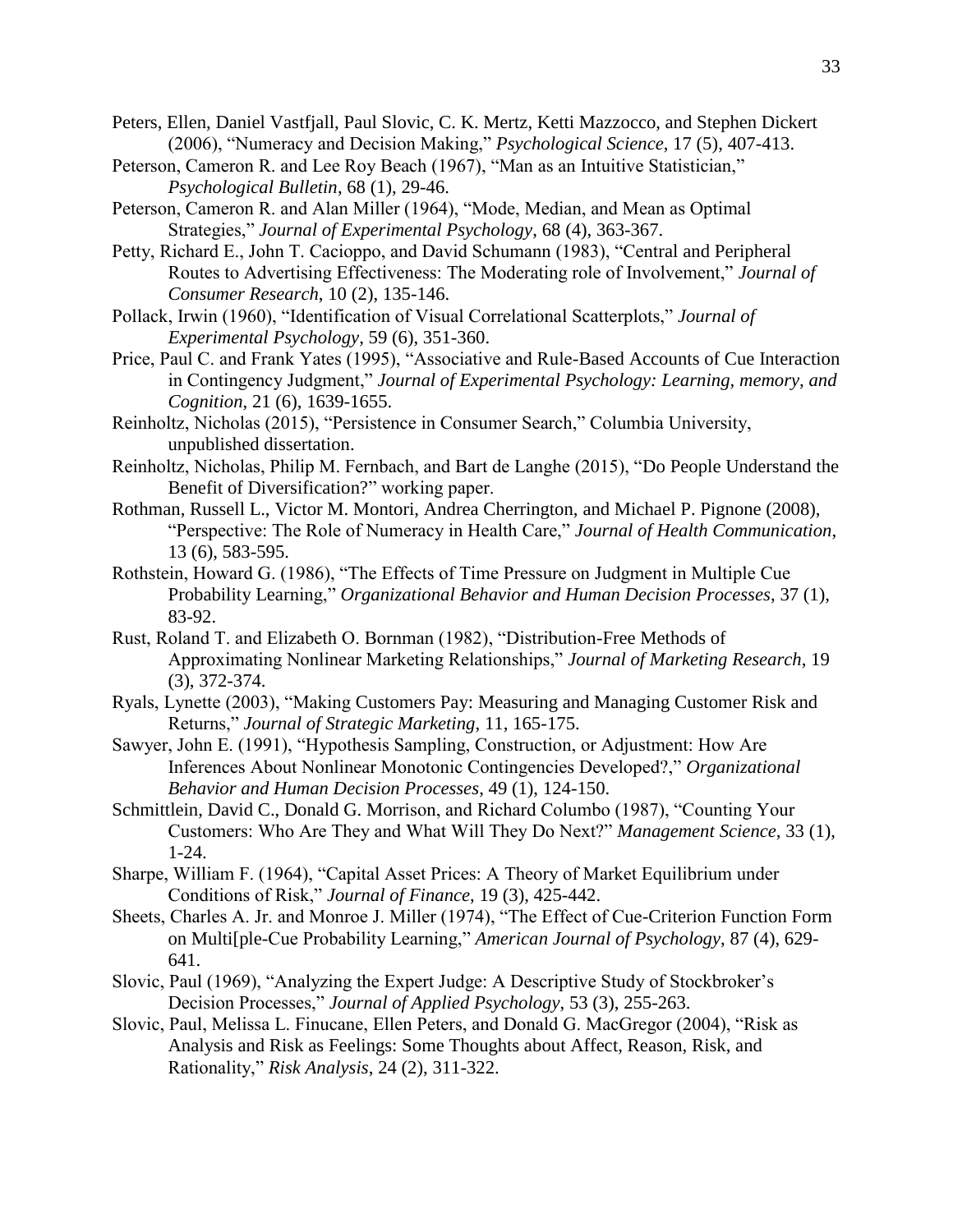Peters, Ellen, Daniel Vastfjall, Paul Slovic, C. K. Mertz, Ketti Mazzocco, and Stephen Dickert (2006), "Numeracy and Decision Making," *Psychological Science*, 17 (5), 407-413.

Peterson, Cameron R. and Lee Roy Beach (1967), "Man as an Intuitive Statistician," *Psychological Bulletin*, 68 (1), 29-46.

Peterson, Cameron R. and Alan Miller (1964), "Mode, Median, and Mean as Optimal Strategies," *Journal of Experimental Psychology*, 68 (4), 363-367.

Petty, Richard E., John T. Cacioppo, and David Schumann (1983), "Central and Peripheral Routes to Advertising Effectiveness: The Moderating role of Involvement," *Journal of Consumer Research*, 10 (2), 135-146.

Pollack, Irwin (1960), "Identification of Visual Correlational Scatterplots," *Journal of Experimental Psychology*, 59 (6), 351-360.

Price, Paul C. and Frank Yates (1995), "Associative and Rule-Based Accounts of Cue Interaction in Contingency Judgment," *Journal of Experimental Psychology: Learning, memory, and Cognition*, 21 (6), 1639-1655.

Reinholtz, Nicholas (2015), "Persistence in Consumer Search," Columbia University, unpublished dissertation.

Reinholtz, Nicholas, Philip M. Fernbach, and Bart de Langhe (2015), "Do People Understand the Benefit of Diversification?" working paper.

Rothman, Russell L., Victor M. Montori, Andrea Cherrington, and Michael P. Pignone (2008), "Perspective: The Role of Numeracy in Health Care," *Journal of Health Communication*, 13 (6), 583-595.

Rothstein, Howard G. (1986), "The Effects of Time Pressure on Judgment in Multiple Cue Probability Learning," *Organizational Behavior and Human Decision Processes*, 37 (1), 83-92.

Rust, Roland T. and Elizabeth O. Bornman (1982), "Distribution-Free Methods of Approximating Nonlinear Marketing Relationships," *Journal of Marketing Research*, 19 (3), 372-374.

Ryals, Lynette (2003), "Making Customers Pay: Measuring and Managing Customer Risk and Returns," *Journal of Strategic Marketing*, 11, 165-175.

Sawyer, John E. (1991), "Hypothesis Sampling, Construction, or Adjustment: How Are Inferences About Nonlinear Monotonic Contingencies Developed?," *Organizational Behavior and Human Decision Processes*, 49 (1), 124-150.

Schmittlein, David C., Donald G. Morrison, and Richard Columbo (1987), "Counting Your Customers: Who Are They and What Will They Do Next?" *Management Science*, 33 (1), 1-24.

Sharpe, William F. (1964), "Capital Asset Prices: A Theory of Market Equilibrium under Conditions of Risk," *Journal of Finance*, 19 (3), 425-442.

Sheets, Charles A. Jr. and Monroe J. Miller (1974), "The Effect of Cue-Criterion Function Form on Multi[ple-Cue Probability Learning," *American Journal of Psychology*, 87 (4), 629-641.

Slovic, Paul (1969), "Analyzing the Expert Judge: A Descriptive Study of Stockbroker's Decision Processes," *Journal of Applied Psychology*, 53 (3), 255-263.

Slovic, Paul, Melissa L. Finucane, Ellen Peters, and Donald G. MacGregor (2004), "Risk as Analysis and Risk as Feelings: Some Thoughts about Affect, Reason, Risk, and Rationality," *Risk Analysis*, 24 (2), 311-322.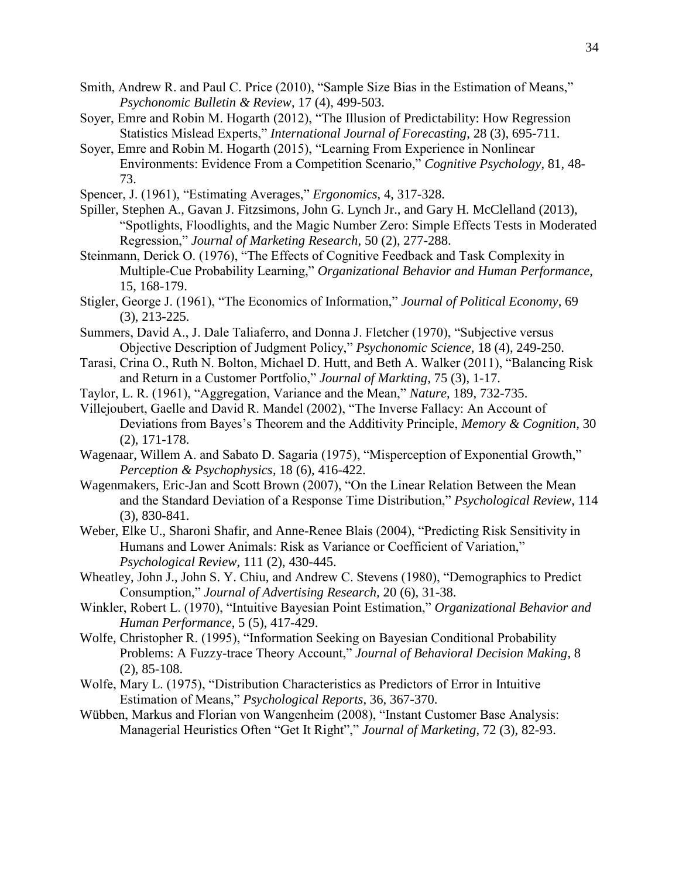Smith, Andrew R. and Paul C. Price (2010), "Sample Size Bias in the Estimation of Means," *Psychonomic Bulletin & Review*, 17 (4), 499-503.

Soyer, Emre and Robin M. Hogarth (2012), "The Illusion of Predictability: How Regression Statistics Mislead Experts," *International Journal of Forecasting*, 28 (3), 695-711.

Soyer, Emre and Robin M. Hogarth (2015), "Learning From Experience in Nonlinear Environments: Evidence From a Competition Scenario," *Cognitive Psychology*, 81, 48-73.

Spencer, J. (1961), "Estimating Averages," *Ergonomics*, 4, 317-328.

Spiller, Stephen A., Gavan J. Fitzsimons, John G. Lynch Jr., and Gary H. McClelland (2013), "Spotlights, Floodlights, and the Magic Number Zero: Simple Effects Tests in Moderated Regression," *Journal of Marketing Research*, 50 (2), 277-288.

Steinmann, Derick O. (1976), "The Effects of Cognitive Feedback and Task Complexity in Multiple-Cue Probability Learning," *Organizational Behavior and Human Performance*, 15, 168-179.

Stigler, George J. (1961), "The Economics of Information," *Journal of Political Economy*, 69 (3), 213-225.

Summers, David A., J. Dale Taliaferro, and Donna J. Fletcher (1970), "Subjective versus Objective Description of Judgment Policy," *Psychonomic Science*, 18 (4), 249-250.

Tarasi, Crina O., Ruth N. Bolton, Michael D. Hutt, and Beth A. Walker (2011), "Balancing Risk and Return in a Customer Portfolio," *Journal of Markting*, 75 (3), 1-17.

Taylor, L. R. (1961), "Aggregation, Variance and the Mean," *Nature*, 189, 732-735.

Villejoubert, Gaelle and David R. Mandel (2002), "The Inverse Fallacy: An Account of Deviations from Bayes's Theorem and the Additivity Principle, *Memory & Cognition*, 30 (2), 171-178.

Wagenaar, Willem A. and Sabato D. Sagaria (1975), "Misperception of Exponential Growth," *Perception & Psychophysics*, 18 (6), 416-422.

Wagenmakers, Eric-Jan and Scott Brown (2007), "On the Linear Relation Between the Mean and the Standard Deviation of a Response Time Distribution," *Psychological Review*, 114 (3), 830-841.

Weber, Elke U., Sharoni Shafir, and Anne-Renee Blais (2004), "Predicting Risk Sensitivity in Humans and Lower Animals: Risk as Variance or Coefficient of Variation," *Psychological Review*, 111 (2), 430-445.

Wheatley, John J., John S. Y. Chiu, and Andrew C. Stevens (1980), "Demographics to Predict Consumption," *Journal of Advertising Research*, 20 (6), 31-38.

Winkler, Robert L. (1970), "Intuitive Bayesian Point Estimation," *Organizational Behavior and Human Performance*, 5 (5), 417-429.

Wolfe, Christopher R. (1995), "Information Seeking on Bayesian Conditional Probability Problems: A Fuzzy-trace Theory Account," *Journal of Behavioral Decision Making*, 8 (2), 85-108.

Wolfe, Mary L. (1975), "Distribution Characteristics as Predictors of Error in Intuitive Estimation of Means," *Psychological Reports*, 36, 367-370.

Wübben, Markus and Florian von Wangenheim (2008), "Instant Customer Base Analysis: Managerial Heuristics Often "Get It Right"," *Journal of Marketing*, 72 (3), 82-93.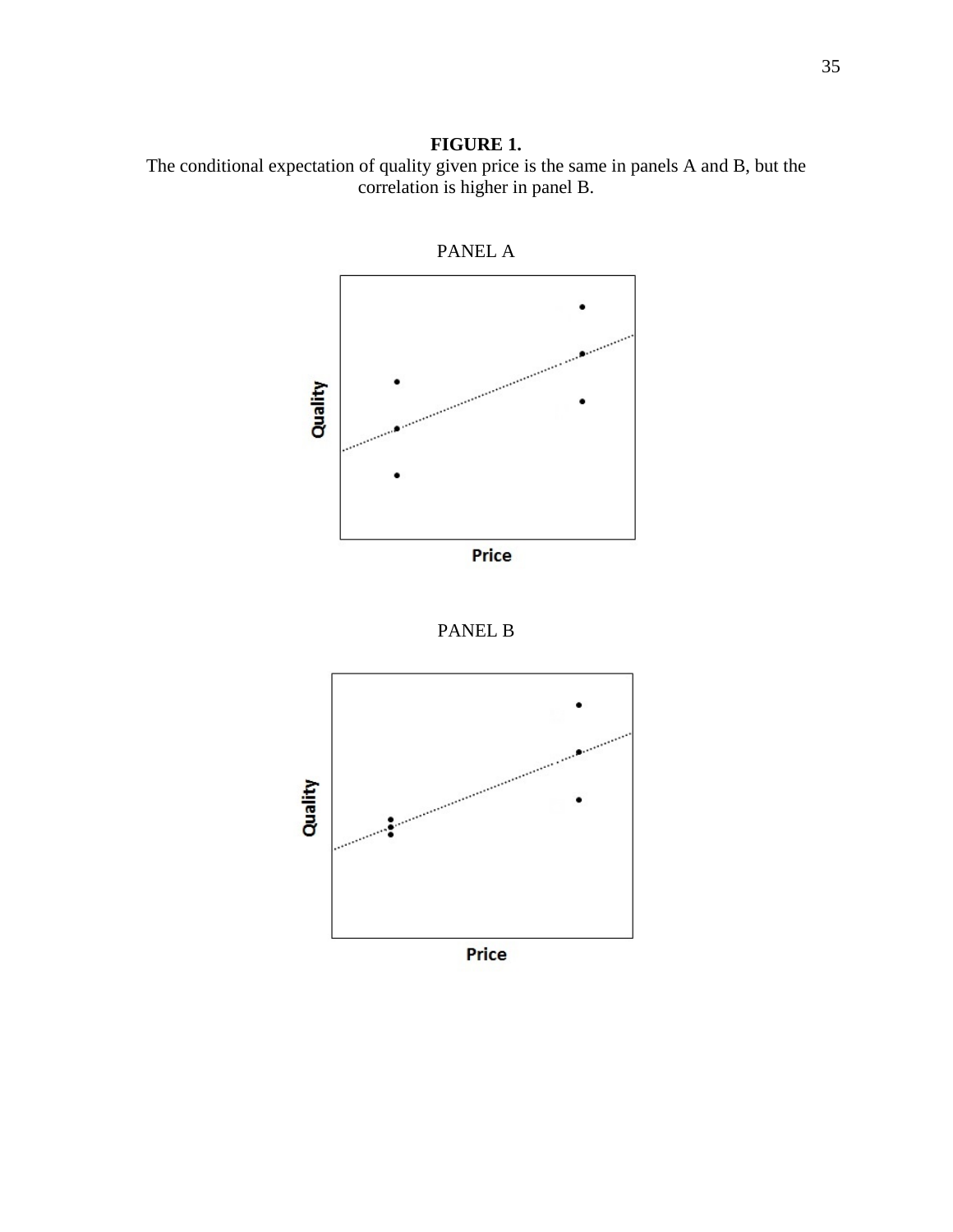**FIGURE 1.**
The conditional expectation of quality given price is the same in panels A and B, but the correlation is higher in panel B.

PANEL A

Quality

Price

PANEL B

Quality

Price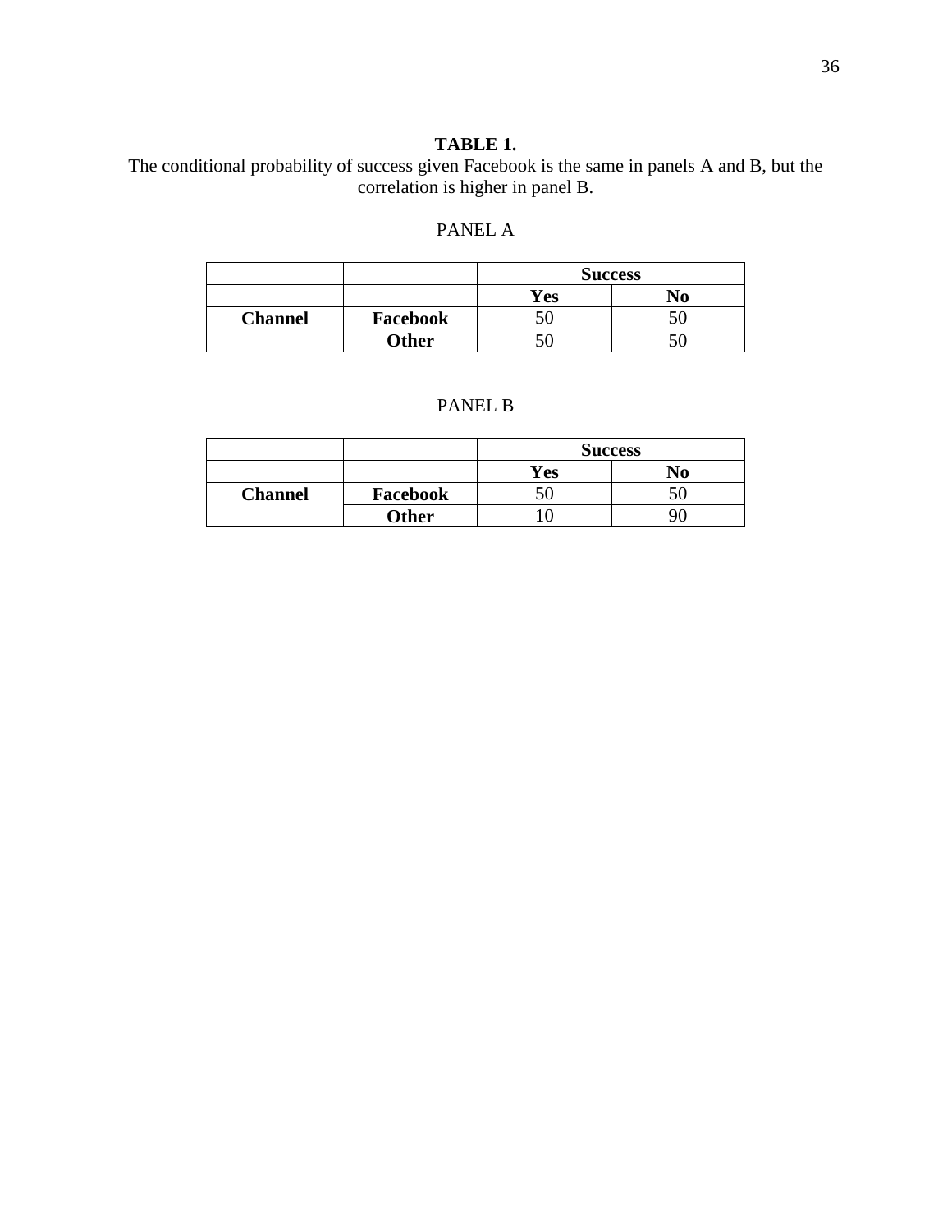**TABLE 1.**

The conditional probability of success given Facebook is the same in panels A and B, but the correlation is higher in panel B.

PANEL A

| | | Success | |
|---|---|---|---|
| | | **Yes** | **No** |
| **Channel** | **Facebook** | 50 | 50 |
| | **Other** | 50 | 50 |

PANEL B

| | | Success | |
|---|---|---|---|
| | | **Yes** | **No** |
| **Channel** | **Facebook** | 50 | 50 |
| | **Other** | 10 | 90 |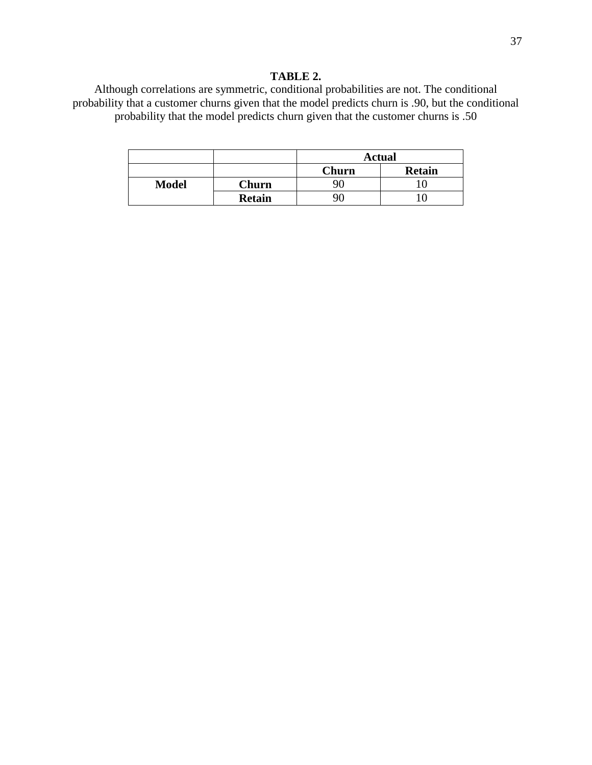**TABLE 2.**

Although correlations are symmetric, conditional probabilities are not. The conditional probability that a customer churns given that the model predicts churn is .90, but the conditional probability that the model predicts churn given that the customer churns is .50

| | | **Actual** | |
|---|---|---|---|
| | | **Churn** | **Retain** |
| **Model** | **Churn** | 90 | 10 |
| | **Retain** | 90 | 10 |